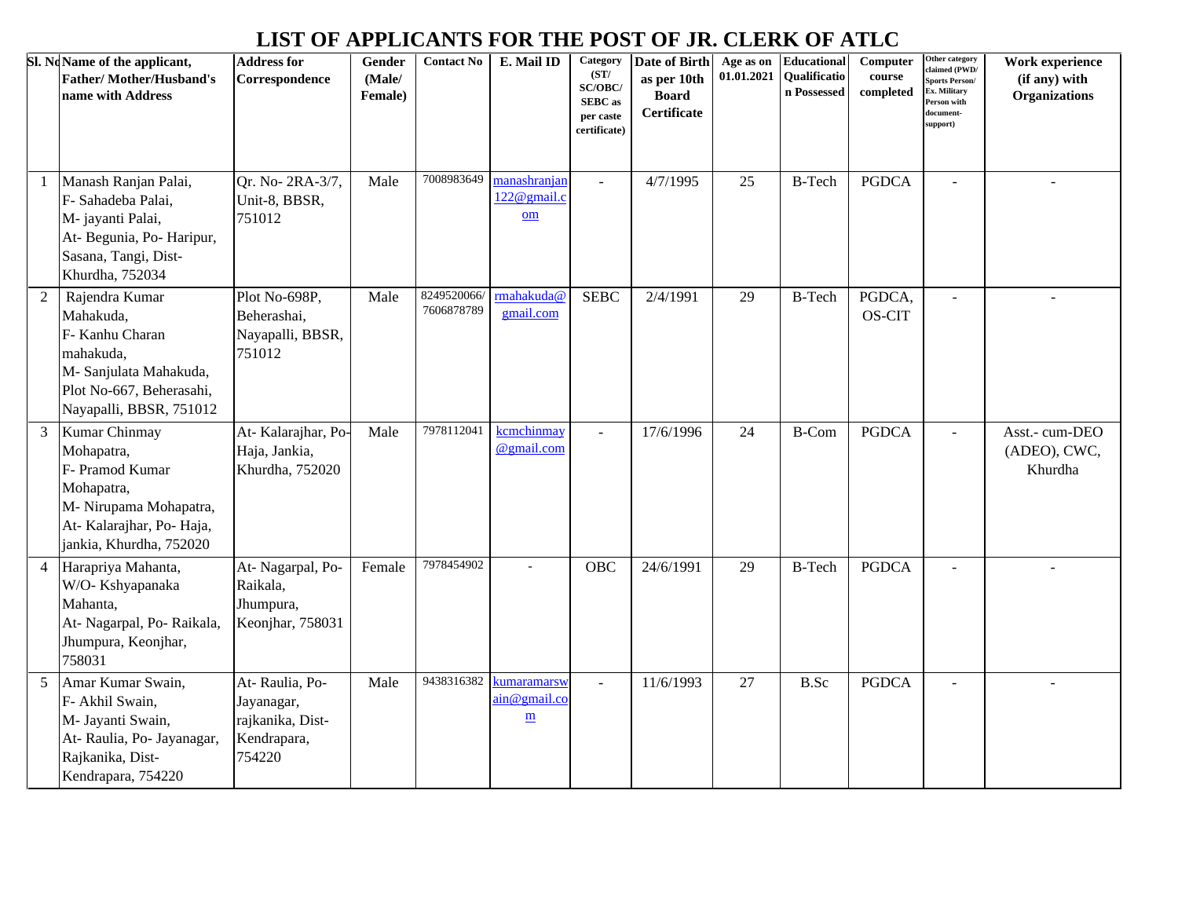# LIST OF APPLICANTS FOR THE POST OF JR. CLERK OF ATLC

| Sl. No | Name of the applicant, Father/ Mother/Husband's name with Address | Address for Correspondence | Gender (Male/ Female) | Contact No | E. Mail ID | Category (ST/ SC/OBC/ SEBC as per caste certificate) | Date of Birth as per 10th Board Certificate | Age as on 01.01.2021 | Educational Qualification Possessed | Computer course completed | Other category claimed (PWD/ Sports Person/ Ex. Military Person with document-support) | Work experience (if any) with Organizations |
|---|---|---|---|---|---|---|---|---|---|---|---|---|
| 1 | Manash Ranjan Palai, F- Sahadeba Palai, M- jayanti Palai, At- Begunia, Po- Haripur, Sasana, Tangi, Dist- Khurdha, 752034 | Qr. No- 2RA-3/7, Unit-8, BBSR, 751012 | Male | 7008983649 | manashranjan122@gmail.com | - | 4/7/1995 | 25 | B-Tech | PGDCA | - | - |
| 2 | Rajendra Kumar Mahakuda, F- Kanhu Charan mahakuda, M- Sanjulata Mahakuda, Plot No-667, Beherasahi, Nayapalli, BBSR, 751012 | Plot No-698P, Beherashai, Nayapalli, BBSR, 751012 | Male | 8249520066/ 7606878789 | rmahakuda@gmail.com | SEBC | 2/4/1991 | 29 | B-Tech | PGDCA, OS-CIT | - | - |
| 3 | Kumar Chinmay Mohapatra, F- Pramod Kumar Mohapatra, M- Nirupama Mohapatra, At- Kalarajhar, Po- Haja, jankia, Khurdha, 752020 | At- Kalarajhar, Po- Haja, Jankia, Khurdha, 752020 | Male | 7978112041 | kcmchinmay@gmail.com | - | 17/6/1996 | 24 | B-Com | PGDCA | - | Asst.- cum-DEO (ADEO), CWC, Khurdha |
| 4 | Harapriya Mahanta, W/O- Kshyapanaka Mahanta, At- Nagarpal, Po- Raikala, Jhumpura, Keonjhar, 758031 | At- Nagarpal, Po- Raikala, Jhumpura, Keonjhar, 758031 | Female | 7978454902 | - | OBC | 24/6/1991 | 29 | B-Tech | PGDCA | - | - |
| 5 | Amar Kumar Swain, F- Akhil Swain, M- Jayanti Swain, At- Raulia, Po- Jayanagar, Rajkanika, Dist- Kendrapara, 754220 | At- Raulia, Po- Jayanagar, rajkanika, Dist- Kendrapara, 754220 | Male | 9438316382 | kumaramarswain@gmail.com | - | 11/6/1993 | 27 | B.Sc | PGDCA | - | - |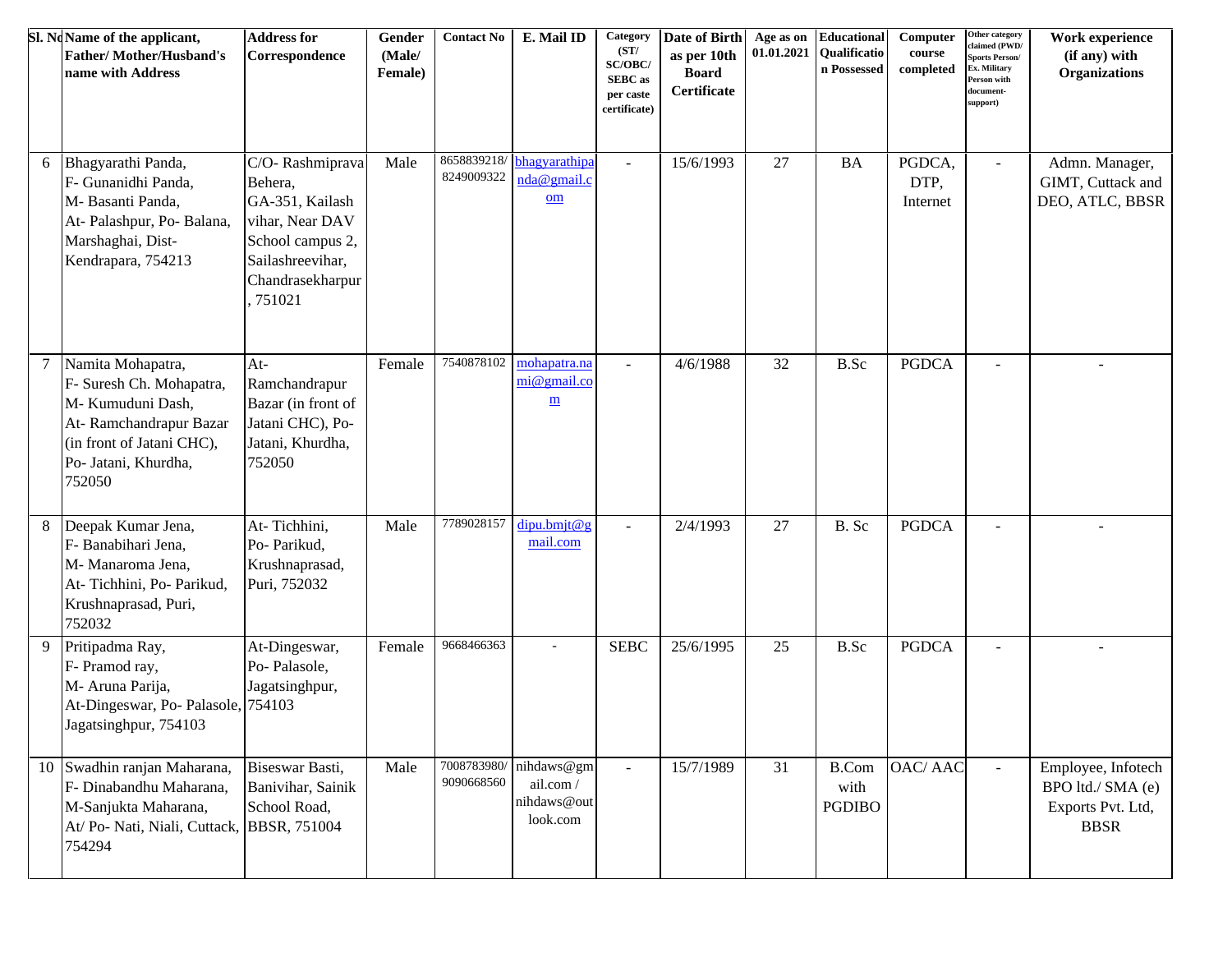| Sl. No | Name of the applicant, Father/ Mother/Husband's name with Address | Address for Correspondence | Gender (Male/ Female) | Contact No | E. Mail ID | Category (ST/ SC/OBC/ SEBC as per caste certificate) | Date of Birth as per 10th Board Certificate | Age as on 01.01.2021 | Educational Qualification Possessed | Computer course completed | Other category claimed (PWD/ Sports Person/ Ex. Military Person with document-support) | Work experience (if any) with Organizations |
|---|---|---|---|---|---|---|---|---|---|---|---|---|
| 6 | Bhagyarathi Panda, F- Gunanidhi Panda, M- Basanti Panda, At- Palashpur, Po- Balana, Marshaghai, Dist- Kendrapara, 754213 | C/O- Rashmiprava Behera, GA-351, Kailash vihar, Near DAV School campus 2, Sailashreevihar, Chandrasekharpur, 751021 | Male | 8658839218/ 8249009322 | bhagyarathipanda@gmail.com | - | 15/6/1993 | 27 | BA | PGDCA, DTP, Internet | - | Admn. Manager, GIMT, Cuttack and DEO, ATLC, BBSR |
| 7 | Namita Mohapatra, F- Suresh Ch. Mohapatra, M- Kumuduni Dash, At- Ramchandrapur Bazar (in front of Jatani CHC), Po- Jatani, Khurdha, 752050 | At- Ramchandrapur Bazar (in front of Jatani CHC), Po- Jatani, Khurdha, 752050 | Female | 7540878102 | mohapatra.nami@gmail.com | - | 4/6/1988 | 32 | B.Sc | PGDCA | - | - |
| 8 | Deepak Kumar Jena, F- Banabihari Jena, M- Manaroma Jena, At- Tichhini, Po- Parikud, Krushnaprasad, Puri, 752032 | At- Tichhini, Po- Parikud, Krushnaprasad, Puri, 752032 | Male | 7789028157 | dipu.bmjt@gmail.com | - | 2/4/1993 | 27 | B. Sc | PGDCA | - | - |
| 9 | Pritipadma Ray, F- Pramod ray, M- Aruna Parija, At-Dingeswar, Po- Palasole, Jagatsinghpur, 754103 | At-Dingeswar, Po- Palasole, Jagatsinghpur, 754103 | Female | 9668466363 | - | SEBC | 25/6/1995 | 25 | B.Sc | PGDCA | - | - |
| 10 | Swadhin ranjan Maharana, F- Dinabandhu Maharana, M-Sanjukta Maharana, At/ Po- Nati, Niali, Cuttack, 754294 | Biseswar Basti, Banivihar, Sainik School Road, BBSR, 751004 | Male | 7008783980/ 9090668560 | nihdaws@gmail.com / nihdaws@outlook.com | - | 15/7/1989 | 31 | B.Com with PGDIBO | OAC/ AAC | - | Employee, Infotech BPO ltd./ SMA (e) Exports Pvt. Ltd, BBSR |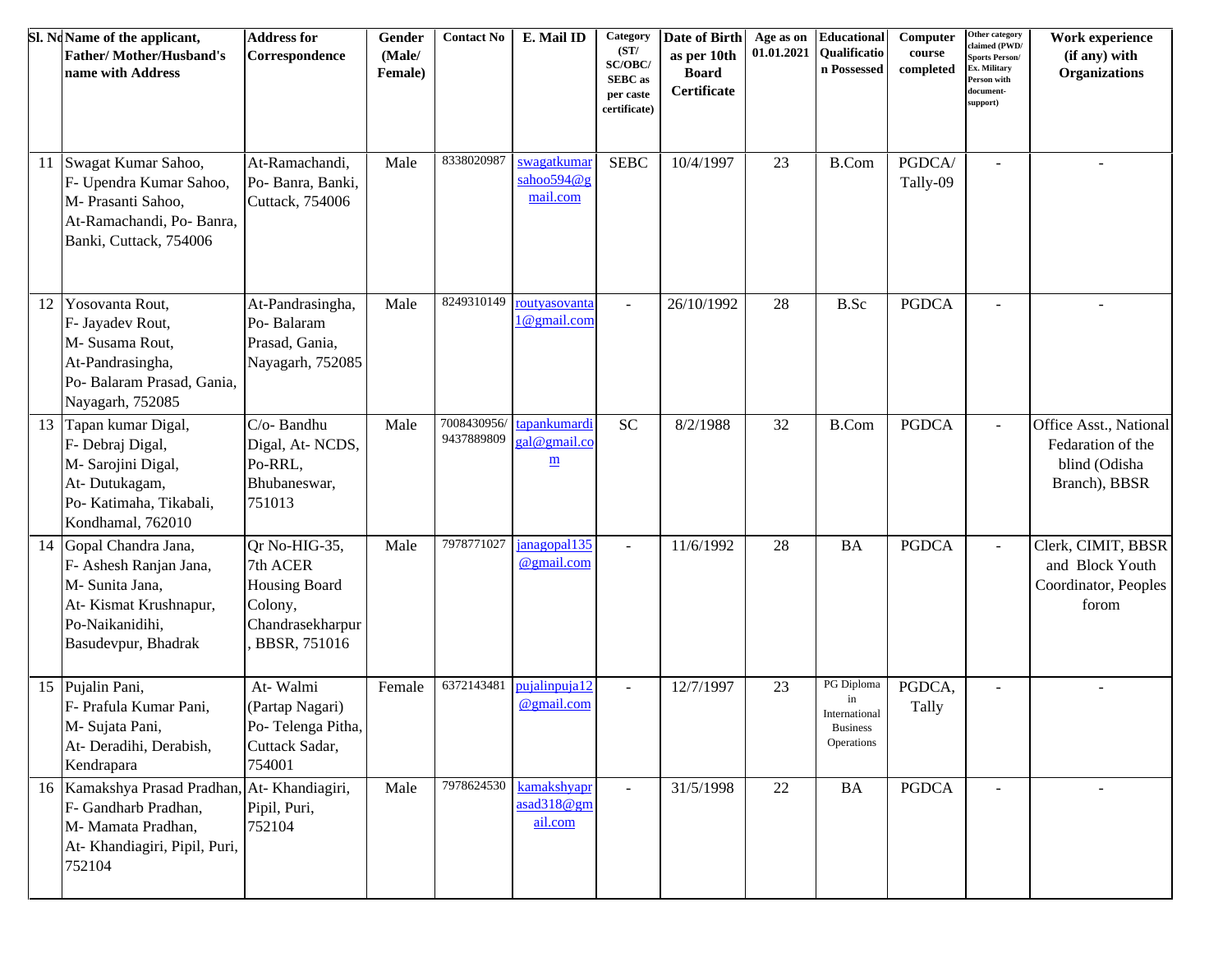| Sl. No | Name of the applicant, Father/ Mother/Husband's name with Address | Address for Correspondence | Gender (Male/ Female) | Contact No | E. Mail ID | Category (ST/ SC/OBC/ SEBC as per caste certificate) | Date of Birth as per 10th Board Certificate | Age as on 01.01.2021 | Educational Qualification Possessed | Computer course completed | Other category claimed (PWD/ Sports Person/ Ex. Military Person with document-support) | Work experience (if any) with Organizations |
|---|---|---|---|---|---|---|---|---|---|---|---|---|
| 11 | Swagat Kumar Sahoo, F- Upendra Kumar Sahoo, M- Prasanti Sahoo, At-Ramachandi, Po- Banra, Banki, Cuttack, 754006 | At-Ramachandi, Po- Banra, Banki, Cuttack, 754006 | Male | 8338020987 | swagatkumarsahoo594@gmail.com | SEBC | 10/4/1997 | 23 | B.Com | PGDCA/ Tally-09 | - | - |
| 12 | Yosovanta Rout, F- Jayadev Rout, M- Susama Rout, At-Pandrasingha, Po- Balaram Prasad, Gania, Nayagarh, 752085 | At-Pandrasingha, Po- Balaram Prasad, Gania, Nayagarh, 752085 | Male | 8249310149 | routyasovanta1@gmail.com | - | 26/10/1992 | 28 | B.Sc | PGDCA | - | - |
| 13 | Tapan kumar Digal, F- Debraj Digal, M- Sarojini Digal, At- Dutukagam, Po- Katimaha, Tikabali, Kondhamal, 762010 | C/o- Bandhu Digal, At- NCDS, Po-RRL, Bhubaneswar, 751013 | Male | 7008430956/ 9437889809 | tapankumardigal@gmail.com | SC | 8/2/1988 | 32 | B.Com | PGDCA | - | Office Asst., National Fedaration of the blind (Odisha Branch), BBSR |
| 14 | Gopal Chandra Jana, F- Ashesh Ranjan Jana, M- Sunita Jana, At- Kismat Krushnapur, Po-Naikanidihi, Basudevpur, Bhadrak | Qr No-HIG-35, 7th ACER Housing Board Colony, Chandrasekharpur, BBSR, 751016 | Male | 7978771027 | janagopal135@gmail.com | - | 11/6/1992 | 28 | BA | PGDCA | - | Clerk, CIMIT, BBSR and Block Youth Coordinator, Peoples forom |
| 15 | Pujalin Pani, F- Prafula Kumar Pani, M- Sujata Pani, At- Deradihi, Derabish, Kendrapara | At- Walmi (Partap Nagari) Po- Telenga Pitha, Cuttack Sadar, 754001 | Female | 6372143481 | pujalinpuja12@gmail.com | - | 12/7/1997 | 23 | PG Diploma in International Business Operations | PGDCA, Tally | - | - |
| 16 | Kamakshya Prasad Pradhan, F- Gandharb Pradhan, M- Mamata Pradhan, At- Khandiagiri, Pipil, Puri, 752104 | At- Khandiagiri, Pipil, Puri, 752104 | Male | 7978624530 | kamakshyaprasad318@gmail.com | - | 31/5/1998 | 22 | BA | PGDCA | - | - |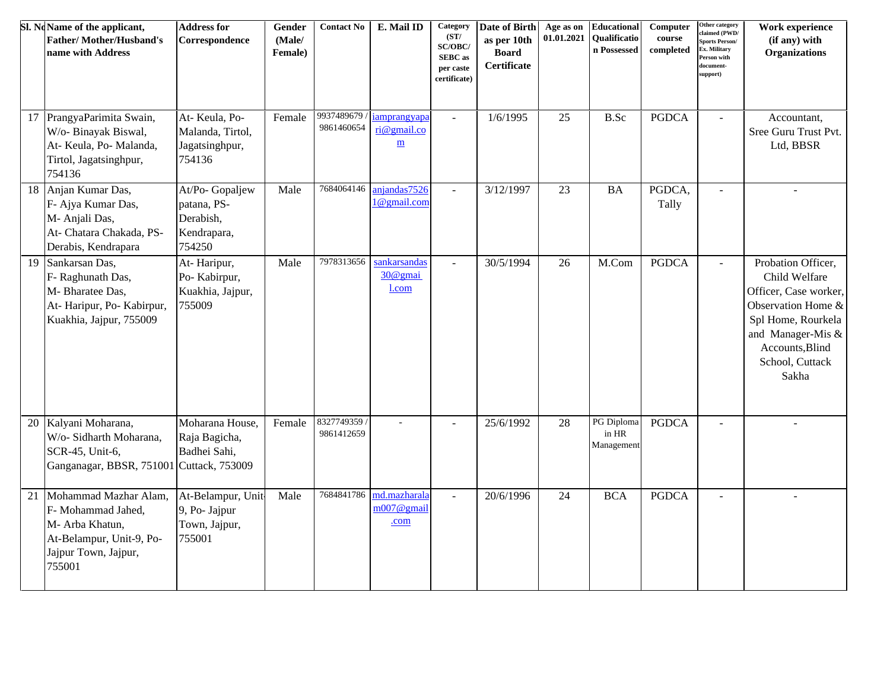| Sl. No | Name of the applicant, Father/ Mother/Husband's name with Address | Address for Correspondence | Gender (Male/ Female) | Contact No | E. Mail ID | Category (ST/ SC/OBC/ SEBC as per caste certificate) | Date of Birth as per 10th Board Certificate | Age as on 01.01.2021 | Educational Qualification Possessed | Computer course completed | Other category claimed (PWD/ Sports Person/ Ex. Military Person with document-support) | Work experience (if any) with Organizations |
|---|---|---|---|---|---|---|---|---|---|---|---|---|
| 17 | PrangyaParimita Swain, W/o- Binayak Biswal, At- Keula, Po- Malanda, Tirtol, Jagatsinghpur, 754136 | At- Keula, Po- Malanda, Tirtol, Jagatsinghpur, 754136 | Female | 9937489679 / 9861460654 | iamprangyapari@gmail.com | - | 1/6/1995 | 25 | B.Sc | PGDCA | - | Accountant, Sree Guru Trust Pvt. Ltd, BBSR |
| 18 | Anjan Kumar Das, F- Ajya Kumar Das, M- Anjali Das, At- Chatara Chakada, PS- Derabis, Kendrapara | At/Po- Gopaljew patana, PS- Derabish, Kendrapara, 754250 | Male | 7684064146 | anjandas75261@gmail.com | - | 3/12/1997 | 23 | BA | PGDCA, Tally | - | - |
| 19 | Sankarsan Das, F- Raghunath Das, M- Bharatee Das, At- Haripur, Po- Kabirpur, Kuakhia, Jajpur, 755009 | At- Haripur, Po- Kabirpur, Kuakhia, Jajpur, 755009 | Male | 7978313656 | sankarsandas30@gmail.com | - | 30/5/1994 | 26 | M.Com | PGDCA | - | Probation Officer, Child Welfare Officer, Case worker, Observation Home & Spl Home, Rourkela and Manager-Mis & Accounts,Blind School, Cuttack Sakha |
| 20 | Kalyani Moharana, W/o- Sidharth Moharana, SCR-45, Unit-6, Ganganagar, BBSR, 751001 | Moharana House, Raja Bagicha, Badhei Sahi, Cuttack, 753009 | Female | 8327749359 / 9861412659 | - | - | 25/6/1992 | 28 | PG Diploma in HR Management | PGDCA | - | - |
| 21 | Mohammad Mazhar Alam, F- Mohammad Jahed, M- Arba Khatun, At-Belampur, Unit-9, Po- Jajpur Town, Jajpur, 755001 | At-Belampur, Unit-9, Po- Jajpur Town, Jajpur, 755001 | Male | 7684841786 | md.mazharalam007@gmail.com | - | 20/6/1996 | 24 | BCA | PGDCA | - | - |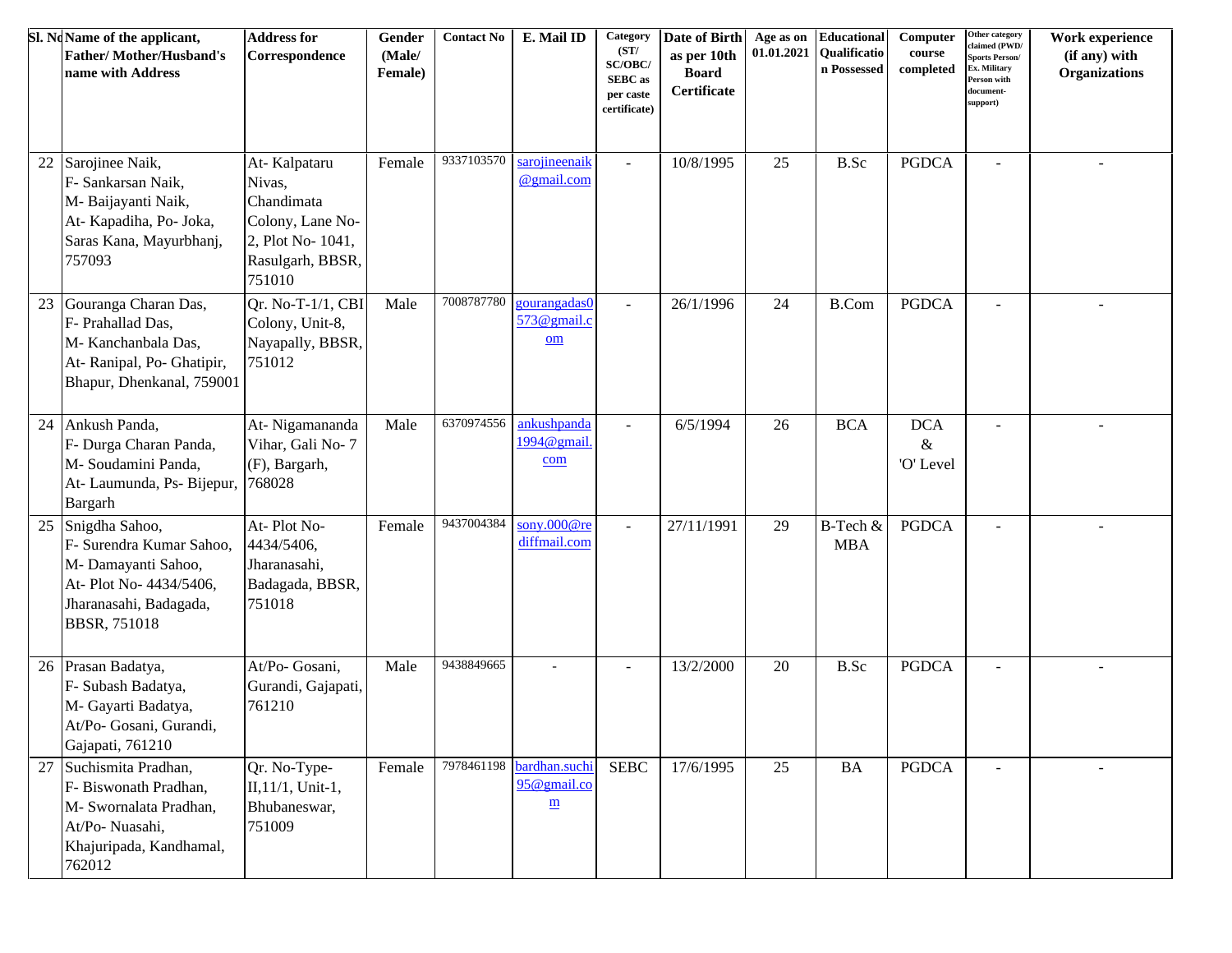| Sl. No | Name of the applicant, Father/ Mother/Husband's name with Address | Address for Correspondence | Gender (Male/ Female) | Contact No | E. Mail ID | Category (ST/ SC/OBC/ SEBC as per caste certificate) | Date of Birth as per 10th Board Certificate | Age as on 01.01.2021 | Educational Qualification Possessed | Computer course completed | Other category claimed (PWD/ Sports Person/ Ex. Military Person with document-support) | Work experience (if any) with Organizations |
|---|---|---|---|---|---|---|---|---|---|---|---|---|
| 22 | Sarojinee Naik, F- Sankarsan Naik, M- Baijayanti Naik, At- Kapadiha, Po- Joka, Saras Kana, Mayurbhanj, 757093 | At- Kalpataru Nivas, Chandimata Colony, Lane No-2, Plot No- 1041, Rasulgarh, BBSR, 751010 | Female | 9337103570 | sarojineenaik@gmail.com | - | 10/8/1995 | 25 | B.Sc | PGDCA | - | - |
| 23 | Gouranga Charan Das, F- Prahallad Das, M- Kanchanbala Das, At- Ranipal, Po- Ghatipir, Bhapur, Dhenkanal, 759001 | Qr. No-T-1/1, CBI Colony, Unit-8, Nayapally, BBSR, 751012 | Male | 7008787780 | gourangadas0573@gmail.com | - | 26/1/1996 | 24 | B.Com | PGDCA | - | - |
| 24 | Ankush Panda, F- Durga Charan Panda, M- Soudamini Panda, At- Laumunda, Ps- Bijepur, Bargarh | At- Nigamananda Vihar, Gali No- 7 (F), Bargarh, 768028 | Male | 6370974556 | ankushpanda1994@gmail.com | - | 6/5/1994 | 26 | BCA | DCA & 'O' Level | - | - |
| 25 | Snigdha Sahoo, F- Surendra Kumar Sahoo, M- Damayanti Sahoo, At- Plot No- 4434/5406, Jharanasahi, Badagada, BBSR, 751018 | At- Plot No- 4434/5406, Jharanasahi, Badagada, BBSR, 751018 | Female | 9437004384 | sony.000@rediffmail.com | - | 27/11/1991 | 29 | B-Tech & MBA | PGDCA | - | - |
| 26 | Prasan Badatya, F- Subash Badatya, M- Gayarti Badatya, At/Po- Gosani, Gurandi, Gajapati, 761210 | At/Po- Gosani, Gurandi, Gajapati, 761210 | Male | 9438849665 | - | - | 13/2/2000 | 20 | B.Sc | PGDCA | - | - |
| 27 | Suchismita Pradhan, F- Biswonath Pradhan, M- Swornalata Pradhan, At/Po- Nuasahi, Khajuripada, Kandhamal, 762012 | Qr. No-Type-II,11/1, Unit-1, Bhubaneswar, 751009 | Female | 7978461198 | bardhan.suchi95@gmail.com | SEBC | 17/6/1995 | 25 | BA | PGDCA | - | - |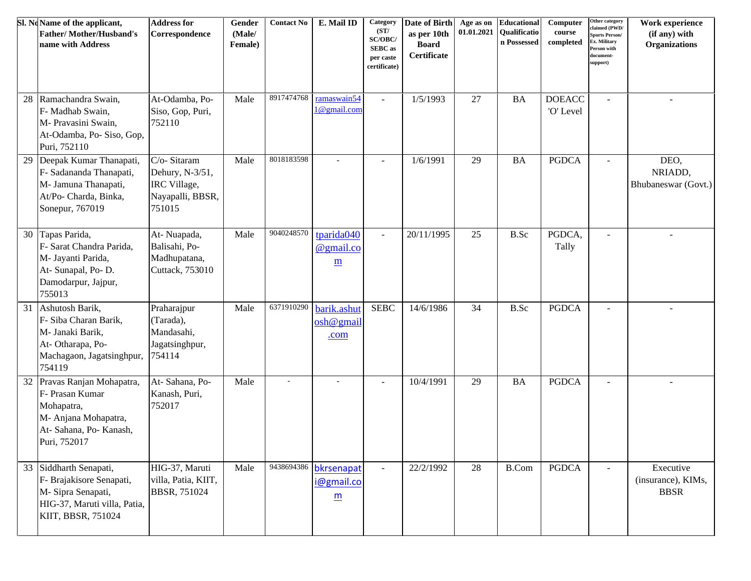| Sl. No | Name of the applicant, Father/ Mother/Husband's name with Address | Address for Correspondence | Gender (Male/ Female) | Contact No | E. Mail ID | Category (ST/ SC/OBC/ SEBC as per caste certificate) | Date of Birth as per 10th Board Certificate | Age as on 01.01.2021 | Educational Qualification Possessed | Computer course completed | Other category claimed (PWD/ Sports Person/ Ex. Military Person with document-support) | Work experience (if any) with Organizations |
|---|---|---|---|---|---|---|---|---|---|---|---|---|
| 28 | Ramachandra Swain, F- Madhab Swain, M- Pravasini Swain, At-Odamba, Po- Siso, Gop, Puri, 752110 | At-Odamba, Po- Siso, Gop, Puri, 752110 | Male | 8917474768 | ramaswain541@gmail.com | - | 1/5/1993 | 27 | BA | DOEACC 'O' Level | - | - |
| 29 | Deepak Kumar Thanapati, F- Sadananda Thanapati, M- Jamuna Thanapati, At/Po- Charda, Binka, Sonepur, 767019 | C/o- Sitaram Dehury, N-3/51, IRC Village, Nayapalli, BBSR, 751015 | Male | 8018183598 | - | - | 1/6/1991 | 29 | BA | PGDCA | - | DEO, NRIADD, Bhubaneswar (Govt.) |
| 30 | Tapas Parida, F- Sarat Chandra Parida, M- Jayanti Parida, At- Sunapal, Po- D. Damodarpur, Jajpur, 755013 | At- Nuapada, Balisahi, Po- Madhupatana, Cuttack, 753010 | Male | 9040248570 | tparida040@gmail.com | - | 20/11/1995 | 25 | B.Sc | PGDCA, Tally | - | - |
| 31 | Ashutosh Barik, F- Siba Charan Barik, M- Janaki Barik, At- Otharapa, Po- Machagaon, Jagatsinghpur, 754119 | Praharajpur (Tarada), Mandasahi, Jagatsinghpur, 754114 | Male | 6371910290 | barik.ashutosh@gmail.com | SEBC | 14/6/1986 | 34 | B.Sc | PGDCA | - | - |
| 32 | Pravas Ranjan Mohapatra, F- Prasan Kumar Mohapatra, M- Anjana Mohapatra, At- Sahana, Po- Kanash, Puri, 752017 | At- Sahana, Po- Kanash, Puri, 752017 | Male | - | - | - | 10/4/1991 | 29 | BA | PGDCA | - | - |
| 33 | Siddharth Senapati, F- Brajakisore Senapati, M- Sipra Senapati, HIG-37, Maruti villa, Patia, KIIT, BBSR, 751024 | HIG-37, Maruti villa, Patia, KIIT, BBSR, 751024 | Male | 9438694386 | bkrsenapati@gmail.com | - | 22/2/1992 | 28 | B.Com | PGDCA | - | Executive (insurance), KIMs, BBSR |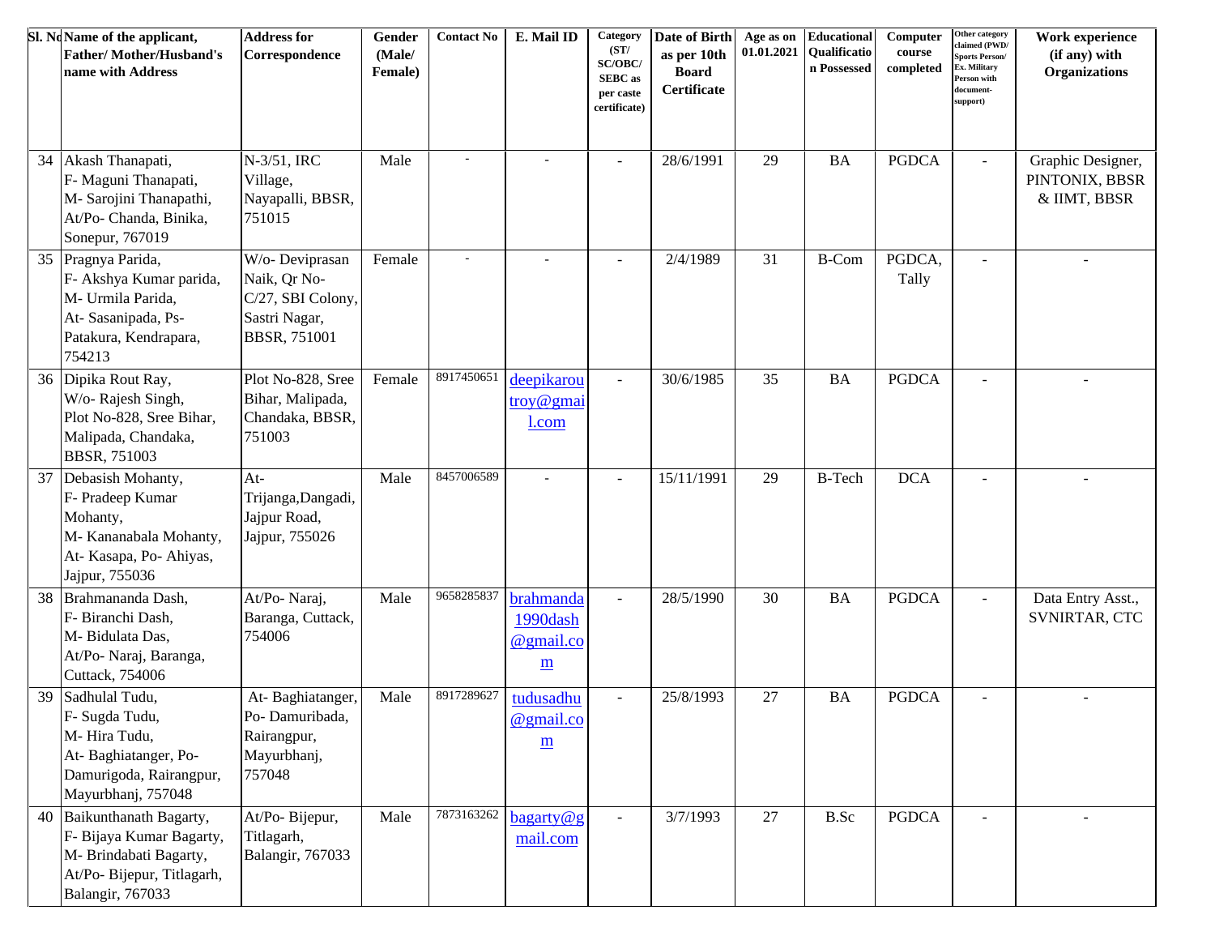| Sl. No | Name of the applicant, Father/ Mother/Husband's name with Address | Address for Correspondence | Gender (Male/ Female) | Contact No | E. Mail ID | Category (ST/ SC/OBC/ SEBC as per caste certificate) | Date of Birth as per 10th Board Certificate | Age as on 01.01.2021 | Educational Qualification Possessed | Computer course completed | Other category claimed (PWD/ Sports Person/ Ex. Military Person with document-support) | Work experience (if any) with Organizations |
|---|---|---|---|---|---|---|---|---|---|---|---|---|
| 34 | Akash Thanapati, F- Maguni Thanapati, M- Sarojini Thanapathi, At/Po- Chanda, Binika, Sonepur, 767019 | N-3/51, IRC Village, Nayapalli, BBSR, 751015 | Male | - | - | - | 28/6/1991 | 29 | BA | PGDCA | - | Graphic Designer, PINTONIX, BBSR & IIMT, BBSR |
| 35 | Pragnya Parida, F- Akshya Kumar parida, M- Urmila Parida, At- Sasanipada, Ps- Patakura, Kendrapara, 754213 | W/o- Deviprasan Naik, Qr No- C/27, SBI Colony, Sastri Nagar, BBSR, 751001 | Female | - | - | - | 2/4/1989 | 31 | B-Com | PGDCA, Tally | - | - |
| 36 | Dipika Rout Ray, W/o- Rajesh Singh, Plot No-828, Sree Bihar, Malipada, Chandaka, BBSR, 751003 | Plot No-828, Sree Bihar, Malipada, Chandaka, BBSR, 751003 | Female | 8917450651 | deepikaroutroy@gmail.com | - | 30/6/1985 | 35 | BA | PGDCA | - | - |
| 37 | Debasish Mohanty, F- Pradeep Kumar Mohanty, M- Kananabala Mohanty, At- Kasapa, Po- Ahiyas, Jajpur, 755036 | At- Trijanga,Dangadi, Jajpur Road, Jajpur, 755026 | Male | 8457006589 | - | - | 15/11/1991 | 29 | B-Tech | DCA | - | - |
| 38 | Brahmananda Dash, F- Biranchi Dash, M- Bidulata Das, At/Po- Naraj, Baranga, Cuttack, 754006 | At/Po- Naraj, Baranga, Cuttack, 754006 | Male | 9658285837 | brahmanda1990dash@gmail.com | - | 28/5/1990 | 30 | BA | PGDCA | - | Data Entry Asst., SVNIRTAR, CTC |
| 39 | Sadhulal Tudu, F- Sugda Tudu, M- Hira Tudu, At- Baghiatanger, Po- Damurigoda, Rairangpur, Mayurbhanj, 757048 | At- Baghiatanger, Po- Damuribada, Rairangpur, Mayurbhanj, 757048 | Male | 8917289627 | tudusadhu@gmail.com | - | 25/8/1993 | 27 | BA | PGDCA | - | - |
| 40 | Baikunthanath Bagarty, F- Bijaya Kumar Bagarty, M- Brindabati Bagarty, At/Po- Bijepur, Titlagarh, Balangir, 767033 | At/Po- Bijepur, Titlagarh, Balangir, 767033 | Male | 7873163262 | bagarty@gmail.com | - | 3/7/1993 | 27 | B.Sc | PGDCA | - | - |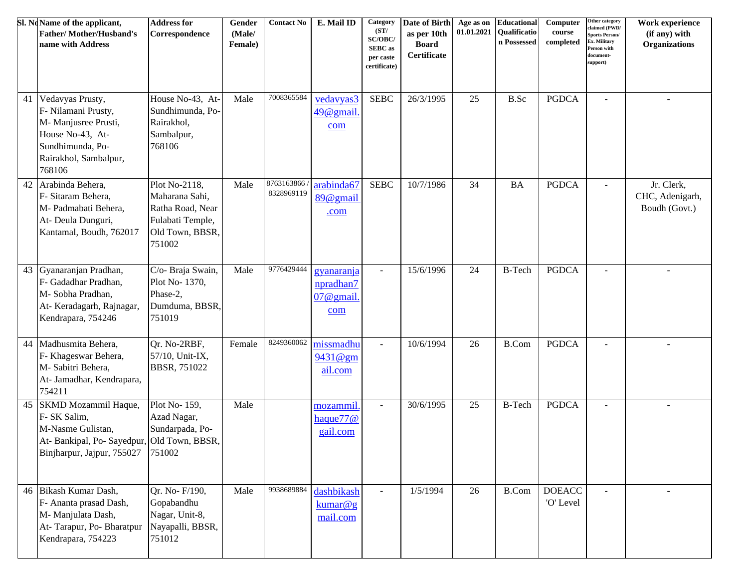| Sl. No | Name of the applicant, Father/ Mother/Husband's name with Address | Address for Correspondence | Gender (Male/ Female) | Contact No | E. Mail ID | Category (ST/ SC/OBC/ SEBC as per caste certificate) | Date of Birth as per 10th Board Certificate | Age as on 01.01.2021 | Educational Qualification Possessed | Computer course completed | Other category claimed (PWD/ Sports Person/ Ex. Military Person with document-support) | Work experience (if any) with Organizations |
|---|---|---|---|---|---|---|---|---|---|---|---|---|
| 41 | Vedavyas Prusty, F- Nilamani Prusty, M- Manjusree Prusti, House No-43, At- Sundhimunda, Po- Rairakhol, Sambalpur, 768106 | House No-43, At- Sundhimunda, Po- Rairakhol, Sambalpur, 768106 | Male | 7008365584 | vedavyas349@gmail.com | SEBC | 26/3/1995 | 25 | B.Sc | PGDCA | - | - |
| 42 | Arabinda Behera, F- Sitaram Behera, M- Padmabati Behera, At- Deula Dunguri, Kantamal, Boudh, 762017 | Plot No-2118, Maharana Sahi, Ratha Road, Near Fulabati Temple, Old Town, BBSR, 751002 | Male | 8763163866 / 8328969119 | arabinda6789@gmail.com | SEBC | 10/7/1986 | 34 | BA | PGDCA | - | Jr. Clerk, CHC, Adenigarh, Boudh (Govt.) |
| 43 | Gyanaranjan Pradhan, F- Gadadhar Pradhan, M- Sobha Pradhan, At- Keradagarh, Rajnagar, Kendrapara, 754246 | C/o- Braja Swain, Plot No- 1370, Phase-2, Dumduma, BBSR, 751019 | Male | 9776429444 | gyanaranjanpradhan707@gmail.com | - | 15/6/1996 | 24 | B-Tech | PGDCA | - | - |
| 44 | Madhusmita Behera, F- Khageswar Behera, M- Sabitri Behera, At- Jamadhar, Kendrapara, 754211 | Qr. No-2RBF, 57/10, Unit-IX, BBSR, 751022 | Female | 8249360062 | missmadhu9431@gmail.com | - | 10/6/1994 | 26 | B.Com | PGDCA | - | - |
| 45 | SKMD Mozammil Haque, F- SK Salim, M-Nasme Gulistan, At- Bankipal, Po- Sayedpur, Binjharpur, Jajpur, 755027 | Plot No- 159, Azad Nagar, Sundarpada, Po- Old Town, BBSR, 751002 | Male | | mozammil.haque77@gail.com | - | 30/6/1995 | 25 | B-Tech | PGDCA | - | - |
| 46 | Bikash Kumar Dash, F- Ananta prasad Dash, M- Manjulata Dash, At- Tarapur, Po- Bharatpur Kendrapara, 754223 | Qr. No- F/190, Gopabandhu Nagar, Unit-8, Nayapalli, BBSR, 751012 | Male | 9938689884 | dashbikashkumar@gmail.com | - | 1/5/1994 | 26 | B.Com | DOEACC 'O' Level | - | - |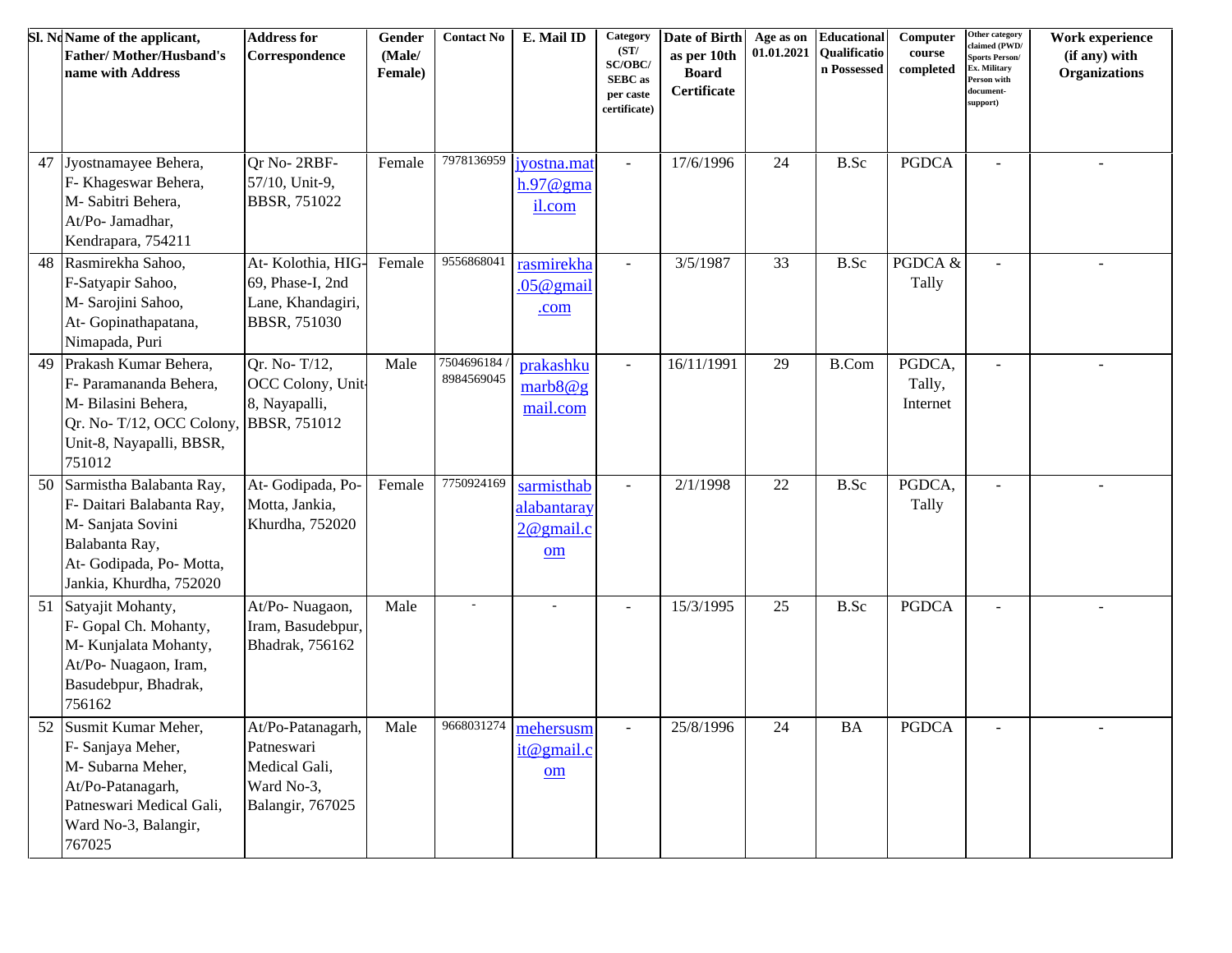| Sl. No | Name of the applicant, Father/ Mother/Husband's name with Address | Address for Correspondence | Gender (Male/ Female) | Contact No | E. Mail ID | Category (ST/ SC/OBC/ SEBC as per caste certificate) | Date of Birth as per 10th Board Certificate | Age as on 01.01.2021 | Educational Qualification Possessed | Computer course completed | Other category claimed (PWD/ Sports Person/ Ex. Military Person with document-support) | Work experience (if any) with Organizations |
|---|---|---|---|---|---|---|---|---|---|---|---|---|
| 47 | Jyostnamayee Behera, F- Khageswar Behera, M- Sabitri Behera, At/Po- Jamadhar, Kendrapara, 754211 | Qr No- 2RBF-57/10, Unit-9, BBSR, 751022 | Female | 7978136959 | jyostna.math.97@gmail.com | - | 17/6/1996 | 24 | B.Sc | PGDCA | - | - |
| 48 | Rasmirekha Sahoo, F-Satyapir Sahoo, M- Sarojini Sahoo, At- Gopinathapatana, Nimapada, Puri | At- Kolothia, HIG-69, Phase-I, 2nd Lane, Khandagiri, BBSR, 751030 | Female | 9556868041 | rasmirekha.05@gmail.com | - | 3/5/1987 | 33 | B.Sc | PGDCA & Tally | - | - |
| 49 | Prakash Kumar Behera, F- Paramananda Behera, M- Bilasini Behera, Qr. No- T/12, OCC Colony, Unit-8, Nayapalli, BBSR, 751012 | Qr. No- T/12, OCC Colony, Unit-8, Nayapalli, BBSR, 751012 | Male | 7504696184 / 8984569045 | prakashkumarb8@gmail.com | - | 16/11/1991 | 29 | B.Com | PGDCA, Tally, Internet | - | - |
| 50 | Sarmistha Balabanta Ray, F- Daitari Balabanta Ray, M- Sanjata Sovini Balabanta Ray, At- Godipada, Po- Motta, Jankia, Khurdha, 752020 | At- Godipada, Po-Motta, Jankia, Khurdha, 752020 | Female | 7750924169 | sarmisthabalabantaray2@gmail.com | - | 2/1/1998 | 22 | B.Sc | PGDCA, Tally | - | - |
| 51 | Satyajit Mohanty, F- Gopal Ch. Mohanty, M- Kunjalata Mohanty, At/Po- Nuagaon, Iram, Basudebpur, Bhadrak, 756162 | At/Po- Nuagaon, Iram, Basudebpur, Bhadrak, 756162 | Male | - | - | - | 15/3/1995 | 25 | B.Sc | PGDCA | - | - |
| 52 | Susmit Kumar Meher, F- Sanjaya Meher, M- Subarna Meher, At/Po-Patanagarh, Patneswari Medical Gali, Ward No-3, Balangir, 767025 | At/Po-Patanagarh, Patneswari Medical Gali, Ward No-3, Balangir, 767025 | Male | 9668031274 | mehersusmit@gmail.com | - | 25/8/1996 | 24 | BA | PGDCA | - | - |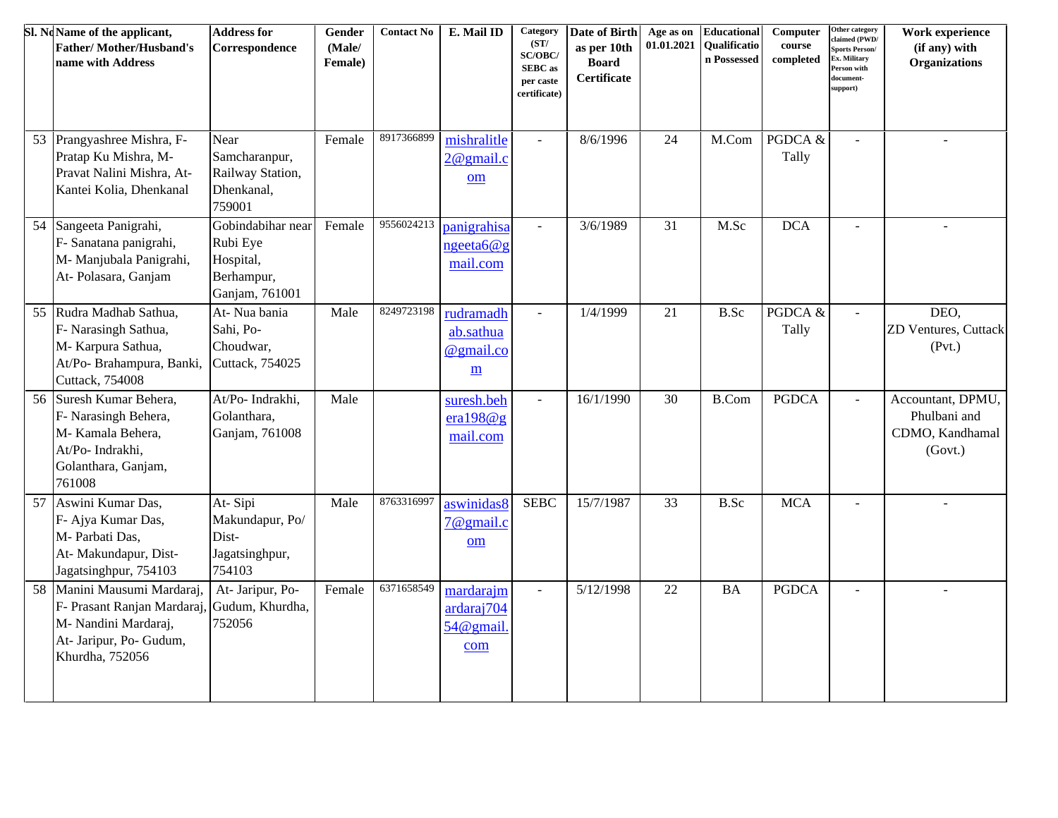| Sl. No | Name of the applicant, Father/ Mother/Husband's name with Address | Address for Correspondence | Gender (Male/ Female) | Contact No | E. Mail ID | Category (ST/ SC/OBC/ SEBC as per caste certificate) | Date of Birth as per 10th Board Certificate | Age as on 01.01.2021 | Educational Qualification Possessed | Computer course completed | Other category claimed (PWD/ Sports Person/ Ex. Military Person with document-support) | Work experience (if any) with Organizations |
|---|---|---|---|---|---|---|---|---|---|---|---|---|
| 53 | Prangyashree Mishra, F- Pratap Ku Mishra, M- Pravat Nalini Mishra, At- Kantei Kolia, Dhenkanal | Near Samcharanpur, Railway Station, Dhenkanal, 759001 | Female | 8917366899 | mishralitle2@gmail.com | - | 8/6/1996 | 24 | M.Com | PGDCA & Tally | - | - |
| 54 | Sangeeta Panigrahi, F- Sanatana panigrahi, M- Manjubala Panigrahi, At- Polasara, Ganjam | Gobindabihar near Rubi Eye Hospital, Berhampur, Ganjam, 761001 | Female | 9556024213 | panigrahisangeeta6@gmail.com | - | 3/6/1989 | 31 | M.Sc | DCA | - | - |
| 55 | Rudra Madhab Sathua, F- Narasingh Sathua, M- Karpura Sathua, At/Po- Brahampura, Banki, Cuttack, 754008 | At- Nua bania Sahi, Po- Choudwar, Cuttack, 754025 | Male | 8249723198 | rudramadhab.sathua@gmail.com | - | 1/4/1999 | 21 | B.Sc | PGDCA & Tally | - | DEO, ZD Ventures, Cuttack (Pvt.) |
| 56 | Suresh Kumar Behera, F- Narasingh Behera, M- Kamala Behera, At/Po- Indrakhi, Golanthara, Ganjam, 761008 | At/Po- Indrakhi, Golanthara, Ganjam, 761008 | Male | | suresh.behera198@gmail.com | - | 16/1/1990 | 30 | B.Com | PGDCA | - | Accountant, DPMU, Phulbani and CDMO, Kandhamal (Govt.) |
| 57 | Aswini Kumar Das, F- Ajya Kumar Das, M- Parbati Das, At- Makundapur, Dist- Jagatsinghpur, 754103 | At- Sipi Makundapur, Po/ Dist- Jagatsinghpur, 754103 | Male | 8763316997 | aswinidas87@gmail.com | SEBC | 15/7/1987 | 33 | B.Sc | MCA | - | - |
| 58 | Manini Mausumi Mardaraj, F- Prasant Ranjan Mardaraj, M- Nandini Mardaraj, At- Jaripur, Po- Gudum, Khurdha, 752056 | At- Jaripur, Po- Gudum, Khurdha, 752056 | Female | 6371658549 | mardarajmardaraj70454@gmail.com | - | 5/12/1998 | 22 | BA | PGDCA | - | - |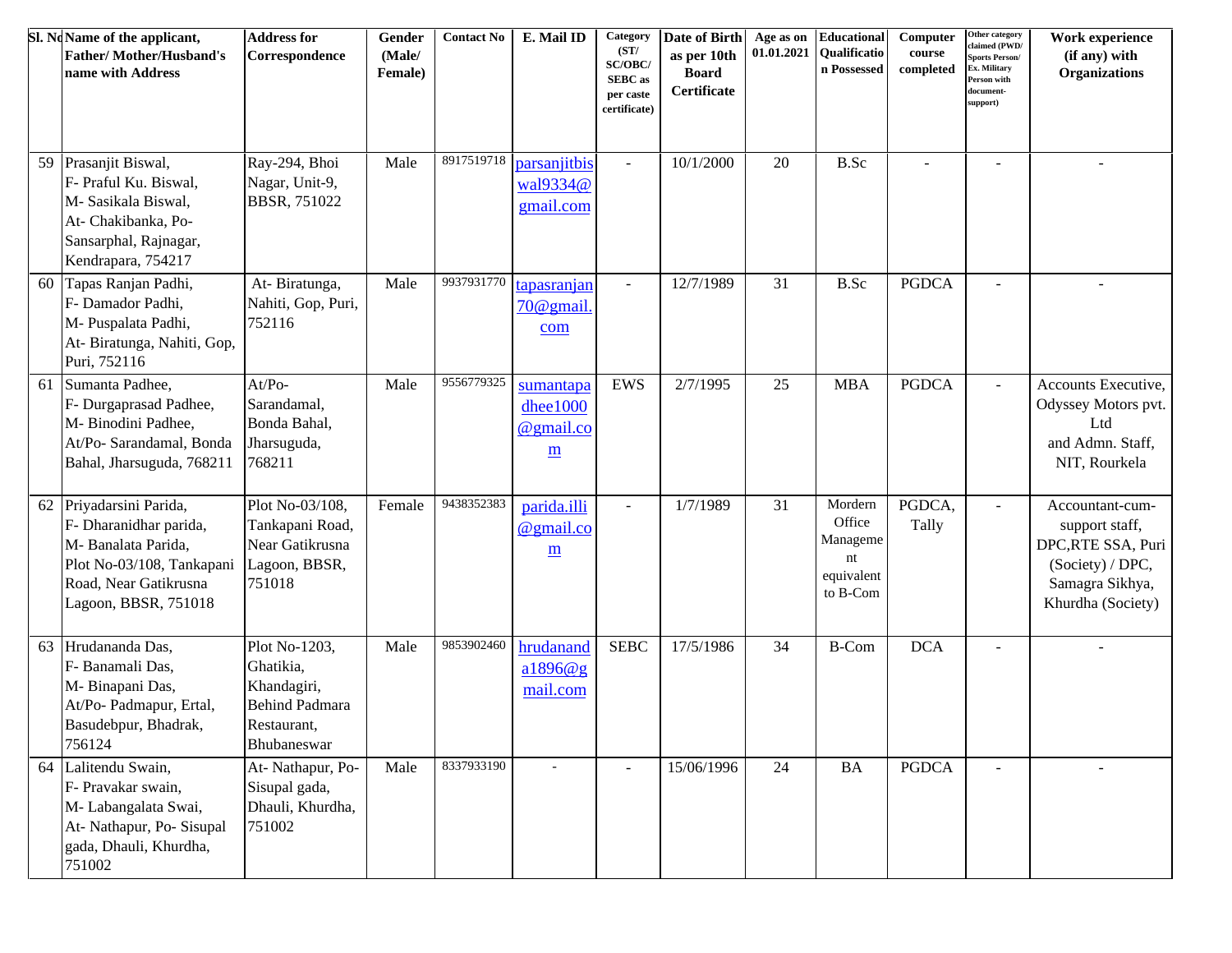| Sl. No | Name of the applicant, Father/ Mother/Husband's name with Address | Address for Correspondence | Gender (Male/ Female) | Contact No | E. Mail ID | Category (ST/ SC/OBC/ SEBC as per caste certificate) | Date of Birth as per 10th Board Certificate | Age as on 01.01.2021 | Educational Qualification Possessed | Computer course completed | Other category claimed (PWD/ Sports Person/ Ex. Military Person with document-support) | Work experience (if any) with Organizations |
|---|---|---|---|---|---|---|---|---|---|---|---|---|
| 59 | Prasanjit Biswal, F- Praful Ku. Biswal, M- Sasikala Biswal, At- Chakibanka, Po- Sansarphal, Rajnagar, Kendrapara, 754217 | Ray-294, Bhoi Nagar, Unit-9, BBSR, 751022 | Male | 8917519718 | parsanjitbiswal9334@gmail.com | - | 10/1/2000 | 20 | B.Sc | - | - | - |
| 60 | Tapas Ranjan Padhi, F- Damador Padhi, M- Puspalata Padhi, At- Biratunga, Nahiti, Gop, Puri, 752116 | At- Biratunga, Nahiti, Gop, Puri, 752116 | Male | 9937931770 | tapasranjan70@gmail.com | - | 12/7/1989 | 31 | B.Sc | PGDCA | - | - |
| 61 | Sumanta Padhee, F- Durgaprasad Padhee, M- Binodini Padhee, At/Po- Sarandamal, Bonda Bahal, Jharsuguda, 768211 | At/Po- Sarandamal, Bonda Bahal, Jharsuguda, 768211 | Male | 9556779325 | sumantapadhee1000@gmail.com | EWS | 2/7/1995 | 25 | MBA | PGDCA | - | Accounts Executive, Odyssey Motors pvt. Ltd and Admn. Staff, NIT, Rourkela |
| 62 | Priyadarsini Parida, F- Dharanidhar parida, M- Banalata Parida, Plot No-03/108, Tankapani Road, Near Gatikrusna Lagoon, BBSR, 751018 | Plot No-03/108, Tankapani Road, Near Gatikrusna Lagoon, BBSR, 751018 | Female | 9438352383 | parida.illi@gmail.com | - | 1/7/1989 | 31 | Mordern Office Management equivalent to B-Com | PGDCA, Tally | - | Accountant-cum-support staff, DPC,RTE SSA, Puri (Society) / DPC, Samagra Sikhya, Khurdha (Society) |
| 63 | Hrudananda Das, F- Banamali Das, M- Binapani Das, At/Po- Padmapur, Ertal, Basudebpur, Bhadrak, 756124 | Plot No-1203, Ghatikia, Khandagiri, Behind Padmara Restaurant, Bhubaneswar | Male | 9853902460 | hrudananda1896@gmail.com | SEBC | 17/5/1986 | 34 | B-Com | DCA | - | - |
| 64 | Lalitendu Swain, F- Pravakar swain, M- Labangalata Swai, At- Nathapur, Po- Sisupal gada, Dhauli, Khurdha, 751002 | At- Nathapur, Po- Sisupal gada, Dhauli, Khurdha, 751002 | Male | 8337933190 | - | - | 15/06/1996 | 24 | BA | PGDCA | - | - |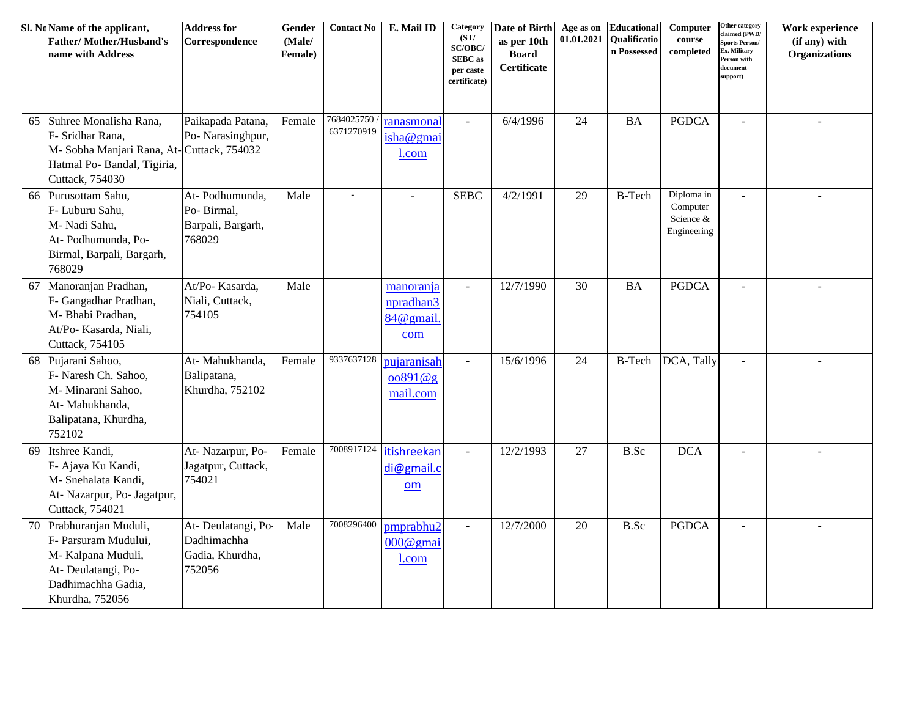| Sl. No | Name of the applicant, Father/ Mother/Husband's name with Address | Address for Correspondence | Gender (Male/ Female) | Contact No | E. Mail ID | Category (ST/ SC/OBC/ SEBC as per caste certificate) | Date of Birth as per 10th Board Certificate | Age as on 01.01.2021 | Educational Qualification Possessed | Computer course completed | Other category claimed (PWD/ Sports Person/ Ex. Military Person with document-support) | Work experience (if any) with Organizations |
|---|---|---|---|---|---|---|---|---|---|---|---|---|
| 65 | Suhree Monalisha Rana, F- Sridhar Rana, M- Sobha Manjari Rana, At- Hatmal Po- Bandal, Tigiria, Cuttack, 754030 | Paikapada Patana, Po- Narasinghpur, Cuttack, 754032 | Female | 7684025750 / 6371270919 | ranasmonalisha@gmail.com | - | 6/4/1996 | 24 | BA | PGDCA | - | - |
| 66 | Purusottam Sahu, F- Luburu Sahu, M- Nadi Sahu, At- Podhumunda, Po- Birmal, Barpali, Bargarh, 768029 | At- Podhumunda, Po- Birmal, Barpali, Bargarh, 768029 | Male | - | - | SEBC | 4/2/1991 | 29 | B-Tech | Diploma in Computer Science & Engineering | - | - |
| 67 | Manoranjan Pradhan, F- Gangadhar Pradhan, M- Bhabi Pradhan, At/Po- Kasarda, Niali, Cuttack, 754105 | At/Po- Kasarda, Niali, Cuttack, 754105 | Male | | manoranjanpradhan384@gmail.com | - | 12/7/1990 | 30 | BA | PGDCA | - | - |
| 68 | Pujarani Sahoo, F- Naresh Ch. Sahoo, M- Minarani Sahoo, At- Mahukhanda, Balipatana, Khurdha, 752102 | At- Mahukhanda, Balipatana, Khurdha, 752102 | Female | 9337637128 | pujaranisahoo891@gmail.com | - | 15/6/1996 | 24 | B-Tech | DCA, Tally | - | - |
| 69 | Itshree Kandi, F- Ajaya Ku Kandi, M- Snehalata Kandi, At- Nazarpur, Po- Jagatpur, Cuttack, 754021 | At- Nazarpur, Po- Jagatpur, Cuttack, 754021 | Female | 7008917124 | itishreekandi@gmail.com | - | 12/2/1993 | 27 | B.Sc | DCA | - | - |
| 70 | Prabhuranjan Muduli, F- Parsuram Mudului, M- Kalpana Muduli, At- Deulatangi, Po- Dadhimachha Gadia, Khurdha, 752056 | At- Deulatangi, Po- Dadhimachha Gadia, Khurdha, 752056 | Male | 7008296400 | pmprabhu2000@gmail.com | - | 12/7/2000 | 20 | B.Sc | PGDCA | - | - |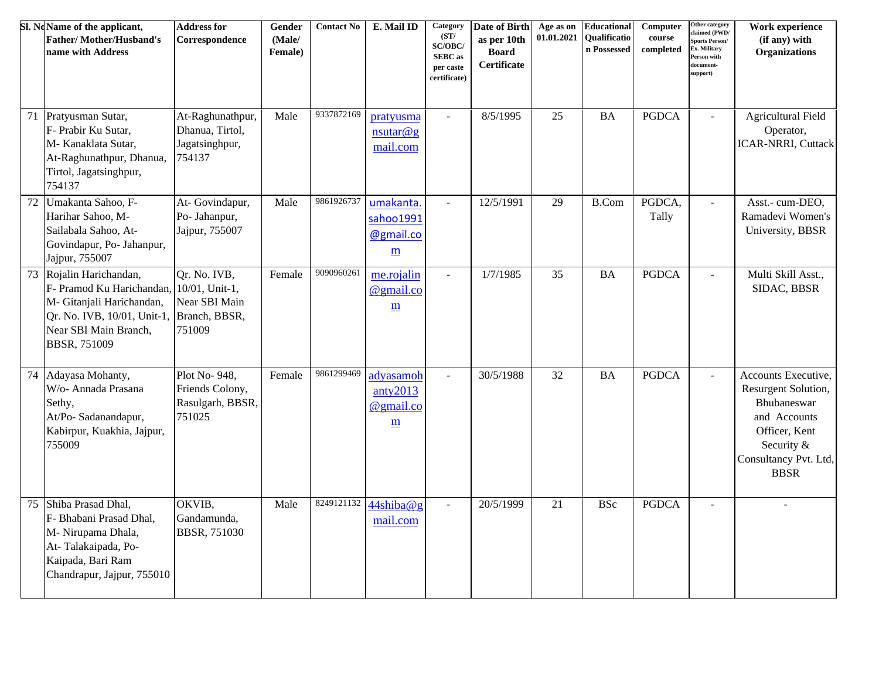| Sl. No | Name of the applicant, Father/ Mother/Husband's name with Address | Address for Correspondence | Gender (Male/ Female) | Contact No | E. Mail ID | Category (ST/ SC/OBC/ SEBC as per caste certificate) | Date of Birth as per 10th Board Certificate | Age as on 01.01.2021 | Educational Qualification Possessed | Computer course completed | Other category claimed (PWD/ Sports Person/ Ex. Military Person with document-support) | Work experience (if any) with Organizations |
|---|---|---|---|---|---|---|---|---|---|---|---|---|
| 71 | Pratyusman Sutar, F- Prabir Ku Sutar, M- Kanaklata Sutar, At-Raghunathpur, Dhanua, Tirtol, Jagatsinghpur, 754137 | At-Raghunathpur, Dhanua, Tirtol, Jagatsinghpur, 754137 | Male | 9337872169 | pratyusmansutar@gmail.com | - | 8/5/1995 | 25 | BA | PGDCA | - | Agricultural Field Operator, ICAR-NRRI, Cuttack |
| 72 | Umakanta Sahoo, F-Harihar Sahoo, M-Sailabala Sahoo, At-Govindapur, Po- Jahanpur, Jajpur, 755007 | At- Govindapur, Po- Jahanpur, Jajpur, 755007 | Male | 9861926737 | umakanta.sahoo1991@gmail.com | - | 12/5/1991 | 29 | B.Com | PGDCA, Tally | - | Asst.- cum-DEO, Ramadevi Women's University, BBSR |
| 73 | Rojalin Harichandan, F- Pramod Ku Harichandan, M- Gitanjali Harichandan, Qr. No. IVB, 10/01, Unit-1, Near SBI Main Branch, BBSR, 751009 | Qr. No. IVB, 10/01, Unit-1, Near SBI Main Branch, BBSR, 751009 | Female | 9090960261 | me.rojalin@gmail.com | - | 1/7/1985 | 35 | BA | PGDCA | - | Multi Skill Asst., SIDAC, BBSR |
| 74 | Adayasa Mohanty, W/o- Annada Prasana Sethy, At/Po- Sadanandapur, Kabirpur, Kuakhia, Jajpur, 755009 | Plot No- 948, Friends Colony, Rasulgarh, BBSR, 751025 | Female | 9861299469 | adyasamohanty2013@gmail.com | - | 30/5/1988 | 32 | BA | PGDCA | - | Accounts Executive, Resurgent Solution, Bhubaneswar and Accounts Officer, Kent Security & Consultancy Pvt. Ltd, BBSR |
| 75 | Shiba Prasad Dhal, F- Bhabani Prasad Dhal, M- Nirupama Dhala, At- Talakaipada, Po-Kaipada, Bari Ram Chandrapur, Jajpur, 755010 | OKVIB, Gandamunda, BBSR, 751030 | Male | 8249121132 | 44shiba@gmail.com | - | 20/5/1999 | 21 | BSc | PGDCA | - | - |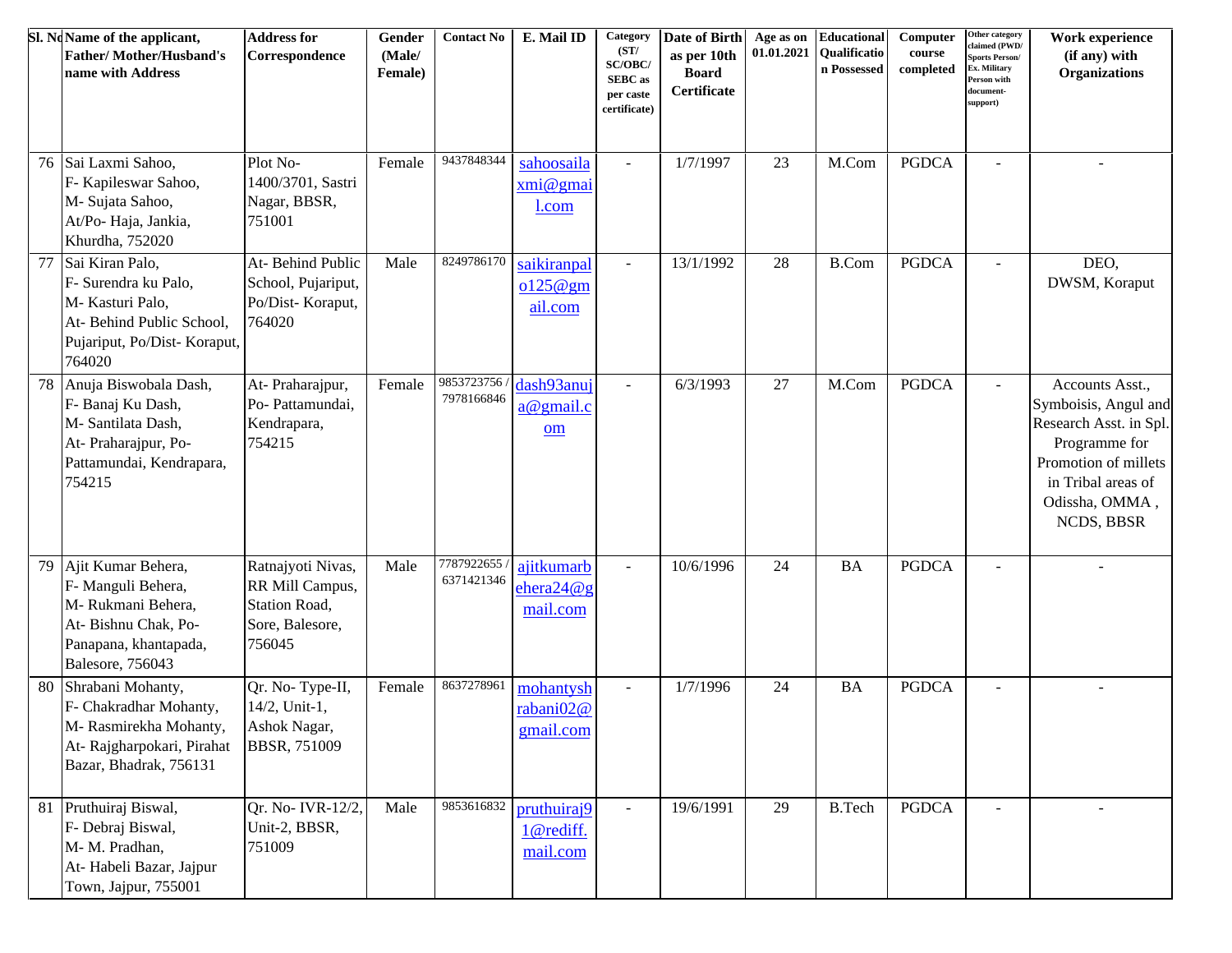| Sl. No | Name of the applicant, Father/ Mother/Husband's name with Address | Address for Correspondence | Gender (Male/ Female) | Contact No | E. Mail ID | Category (ST/ SC/OBC/ SEBC as per caste certificate) | Date of Birth as per 10th Board Certificate | Age as on 01.01.2021 | Educational Qualification Possessed | Computer course completed | Other category claimed (PWD/ Sports Person/ Ex. Military Person with document-support) | Work experience (if any) with Organizations |
|---|---|---|---|---|---|---|---|---|---|---|---|---|
| 76 | Sai Laxmi Sahoo, F- Kapileswar Sahoo, M- Sujata Sahoo, At/Po- Haja, Jankia, Khurdha, 752020 | Plot No- 1400/3701, Sastri Nagar, BBSR, 751001 | Female | 9437848344 | sahoosailaxmi@gmail.com | - | 1/7/1997 | 23 | M.Com | PGDCA | - | - |
| 77 | Sai Kiran Palo, F- Surendra ku Palo, M- Kasturi Palo, At- Behind Public School, Pujariput, Po/Dist- Koraput, 764020 | At- Behind Public School, Pujariput, Po/Dist- Koraput, 764020 | Male | 8249786170 | saikiranpalo125@gmail.com | - | 13/1/1992 | 28 | B.Com | PGDCA | - | DEO, DWSM, Koraput |
| 78 | Anuja Biswobala Dash, F- Banaj Ku Dash, M- Santilata Dash, At- Praharajpur, Po- Pattamundai, Kendrapara, 754215 | At- Praharajpur, Po- Pattamundai, Kendrapara, 754215 | Female | 9853723756 / 7978166846 | dash93anuja@gmail.com | - | 6/3/1993 | 27 | M.Com | PGDCA | - | Accounts Asst., Symboisis, Angul and Research Asst. in Spl. Programme for Promotion of millets in Tribal areas of Odissha, OMMA , NCDS, BBSR |
| 79 | Ajit Kumar Behera, F- Manguli Behera, M- Rukmani Behera, At- Bishnu Chak, Po- Panapana, khantapada, Balesore, 756043 | Ratnajyoti Nivas, RR Mill Campus, Station Road, Sore, Balesore, 756045 | Male | 7787922655 / 6371421346 | ajitkumarbehera24@gmail.com | - | 10/6/1996 | 24 | BA | PGDCA | - | - |
| 80 | Shrabani Mohanty, F- Chakradhar Mohanty, M- Rasmirekha Mohanty, At- Rajgharpokari, Pirahat Bazar, Bhadrak, 756131 | Qr. No- Type-II, 14/2, Unit-1, Ashok Nagar, BBSR, 751009 | Female | 8637278961 | mohantyshrabani02@gmail.com | - | 1/7/1996 | 24 | BA | PGDCA | - | - |
| 81 | Pruthuiraj Biswal, F- Debraj Biswal, M- M. Pradhan, At- Habeli Bazar, Jajpur Town, Jajpur, 755001 | Qr. No- IVR-12/2, Unit-2, BBSR, 751009 | Male | 9853616832 | pruthuiraj91@rediff.mail.com | - | 19/6/1991 | 29 | B.Tech | PGDCA | - | - |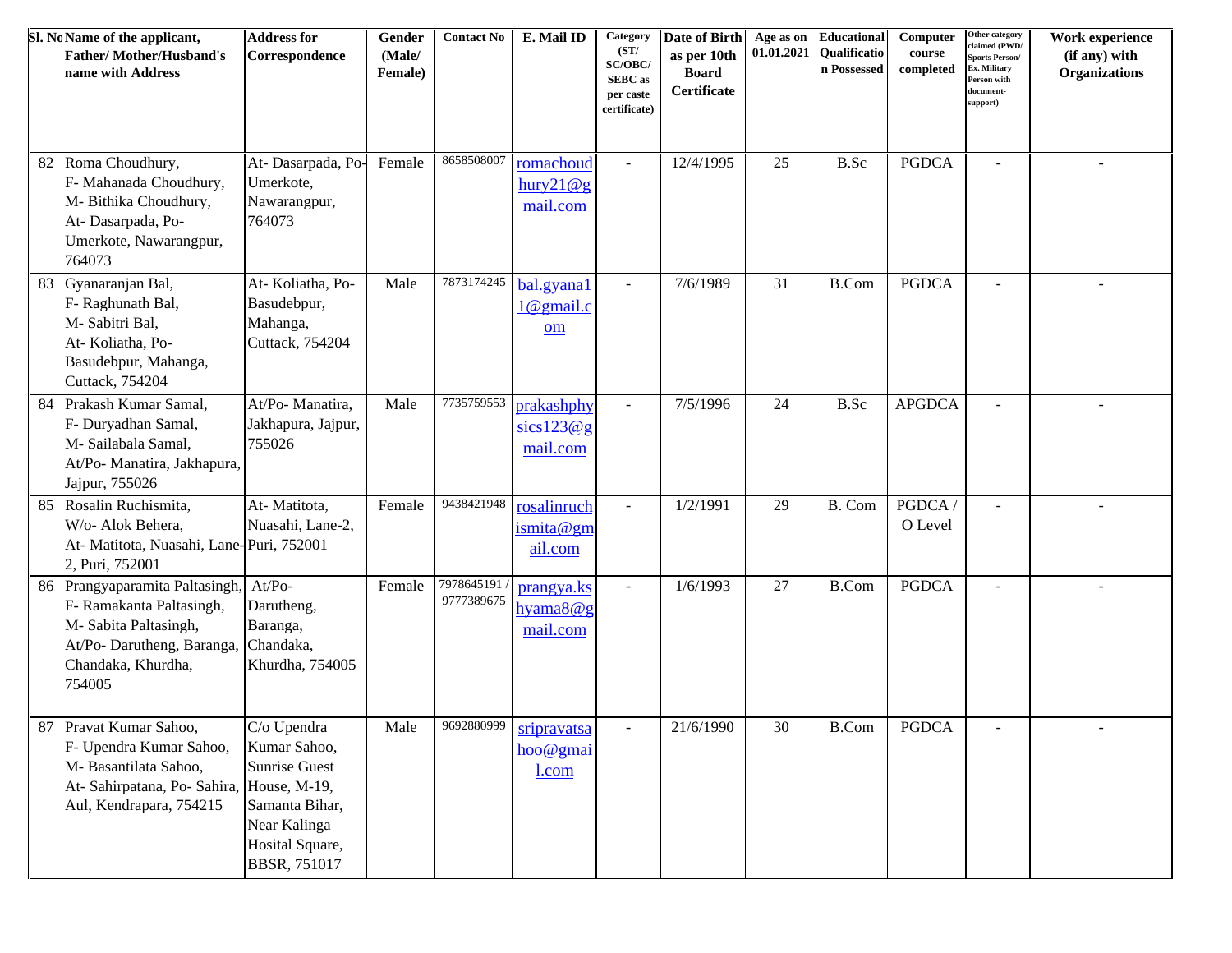| Sl. No | Name of the applicant, Father/ Mother/Husband's name with Address | Address for Correspondence | Gender (Male/ Female) | Contact No | E. Mail ID | Category (ST/ SC/OBC/ SEBC as per caste certificate) | Date of Birth as per 10th Board Certificate | Age as on 01.01.2021 | Educational Qualification Possessed | Computer course completed | Other category claimed (PWD/ Sports Person/ Ex. Military Person with document-support) | Work experience (if any) with Organizations |
|---|---|---|---|---|---|---|---|---|---|---|---|---|
| 82 | Roma Choudhury, F- Mahanada Choudhury, M- Bithika Choudhury, At- Dasarpada, Po- Umerkote, Nawarangpur, 764073 | At- Dasarpada, Po- Umerkote, Nawarangpur, 764073 | Female | 8658508007 | romachoudhury21@gmail.com | - | 12/4/1995 | 25 | B.Sc | PGDCA | - | - |
| 83 | Gyanaranjan Bal, F- Raghunath Bal, M- Sabitri Bal, At- Koliatha, Po- Basudebpur, Mahanga, Cuttack, 754204 | At- Koliatha, Po- Basudebpur, Mahanga, Cuttack, 754204 | Male | 7873174245 | bal.gyana11@gmail.com | - | 7/6/1989 | 31 | B.Com | PGDCA | - | - |
| 84 | Prakash Kumar Samal, F- Duryadhan Samal, M- Sailabala Samal, At/Po- Manatira, Jakhapura, Jajpur, 755026 | At/Po- Manatira, Jakhapura, Jajpur, 755026 | Male | 7735759553 | prakashphysics123@gmail.com | - | 7/5/1996 | 24 | B.Sc | APGDCA | - | - |
| 85 | Rosalin Ruchismita, W/o- Alok Behera, At- Matitota, Nuasahi, Lane-2, Puri, 752001 | At- Matitota, Nuasahi, Lane-2, Puri, 752001 | Female | 9438421948 | rosalinruchismita@gmail.com | - | 1/2/1991 | 29 | B. Com | PGDCA / O Level | - | - |
| 86 | Prangyaparamita Paltasingh, F- Ramakanta Paltasingh, M- Sabita Paltasingh, At/Po- Darutheng, Baranga, Chandaka, Khurdha, 754005 | At/Po- Darutheng, Baranga, Chandaka, Khurdha, 754005 | Female | 7978645191 / 9777389675 | prangya.kshyama8@gmail.com | - | 1/6/1993 | 27 | B.Com | PGDCA | - | - |
| 87 | Pravat Kumar Sahoo, F- Upendra Kumar Sahoo, M- Basantilata Sahoo, At- Sahirpatana, Po- Sahira, Aul, Kendrapara, 754215 | C/o Upendra Kumar Sahoo, Sunrise Guest House, M-19, Samanta Bihar, Near Kalinga Hosital Square, BBSR, 751017 | Male | 9692880999 | sripravatsahoo@gmail.com | - | 21/6/1990 | 30 | B.Com | PGDCA | - | - |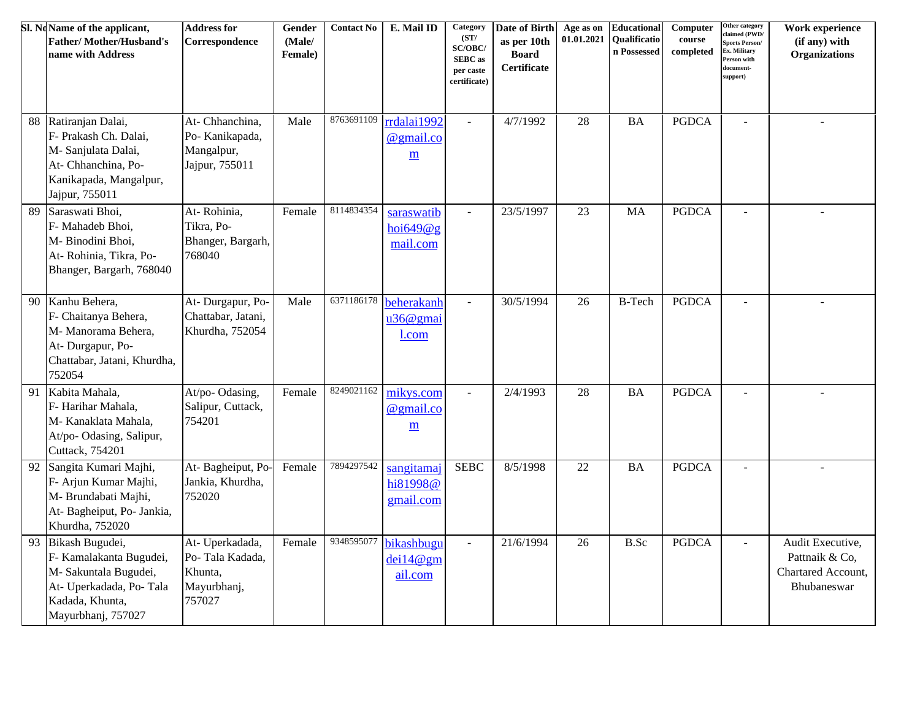| Sl. No | Name of the applicant, Father/ Mother/Husband's name with Address | Address for Correspondence | Gender (Male/ Female) | Contact No | E. Mail ID | Category (ST/ SC/OBC/ SEBC as per caste certificate) | Date of Birth as per 10th Board Certificate | Age as on 01.01.2021 | Educational Qualification Possessed | Computer course completed | Other category claimed (PWD/ Sports Person/ Ex. Military Person with document-support) | Work experience (if any) with Organizations |
|---|---|---|---|---|---|---|---|---|---|---|---|---|
| 88 | Ratiranjan Dalai, F- Prakash Ch. Dalai, M- Sanjulata Dalai, At- Chhanchina, Po- Kanikapada, Mangalpur, Jajpur, 755011 | At- Chhanchina, Po- Kanikapada, Mangalpur, Jajpur, 755011 | Male | 8763691109 | rrdalai1992@gmail.com | - | 4/7/1992 | 28 | BA | PGDCA | - | - |
| 89 | Saraswati Bhoi, F- Mahadeb Bhoi, M- Binodini Bhoi, At- Rohinia, Tikra, Po- Bhanger, Bargarh, 768040 | At- Rohinia, Tikra, Po- Bhanger, Bargarh, 768040 | Female | 8114834354 | saraswatibhoi649@gmail.com | - | 23/5/1997 | 23 | MA | PGDCA | - | - |
| 90 | Kanhu Behera, F- Chaitanya Behera, M- Manorama Behera, At- Durgapur, Po- Chattabar, Jatani, Khurdha, 752054 | At- Durgapur, Po- Chattabar, Jatani, Khurdha, 752054 | Male | 6371186178 | beherakanhu36@gmail.com | - | 30/5/1994 | 26 | B-Tech | PGDCA | - | - |
| 91 | Kabita Mahala, F- Harihar Mahala, M- Kanaklata Mahala, At/po- Odasing, Salipur, Cuttack, 754201 | At/po- Odasing, Salipur, Cuttack, 754201 | Female | 8249021162 | mikys.com@gmail.com | - | 2/4/1993 | 28 | BA | PGDCA | - | - |
| 92 | Sangita Kumari Majhi, F- Arjun Kumar Majhi, M- Brundabati Majhi, At- Bagheiput, Po- Jankia, Khurdha, 752020 | At- Bagheiput, Po- Jankia, Khurdha, 752020 | Female | 7894297542 | sangitamajhi81998@gmail.com | SEBC | 8/5/1998 | 22 | BA | PGDCA | - | - |
| 93 | Bikash Bugudei, F- Kamalakanta Bugudei, M- Sakuntala Bugudei, At- Uperkadada, Po- Tala Kadada, Khunta, Mayurbhanj, 757027 | At- Uperkadada, Po- Tala Kadada, Khunta, Mayurbhanj, 757027 | Female | 9348595077 | bikashbugudei14@gmail.com | - | 21/6/1994 | 26 | B.Sc | PGDCA | - | Audit Executive, Pattnaik & Co, Chartared Account, Bhubaneswar |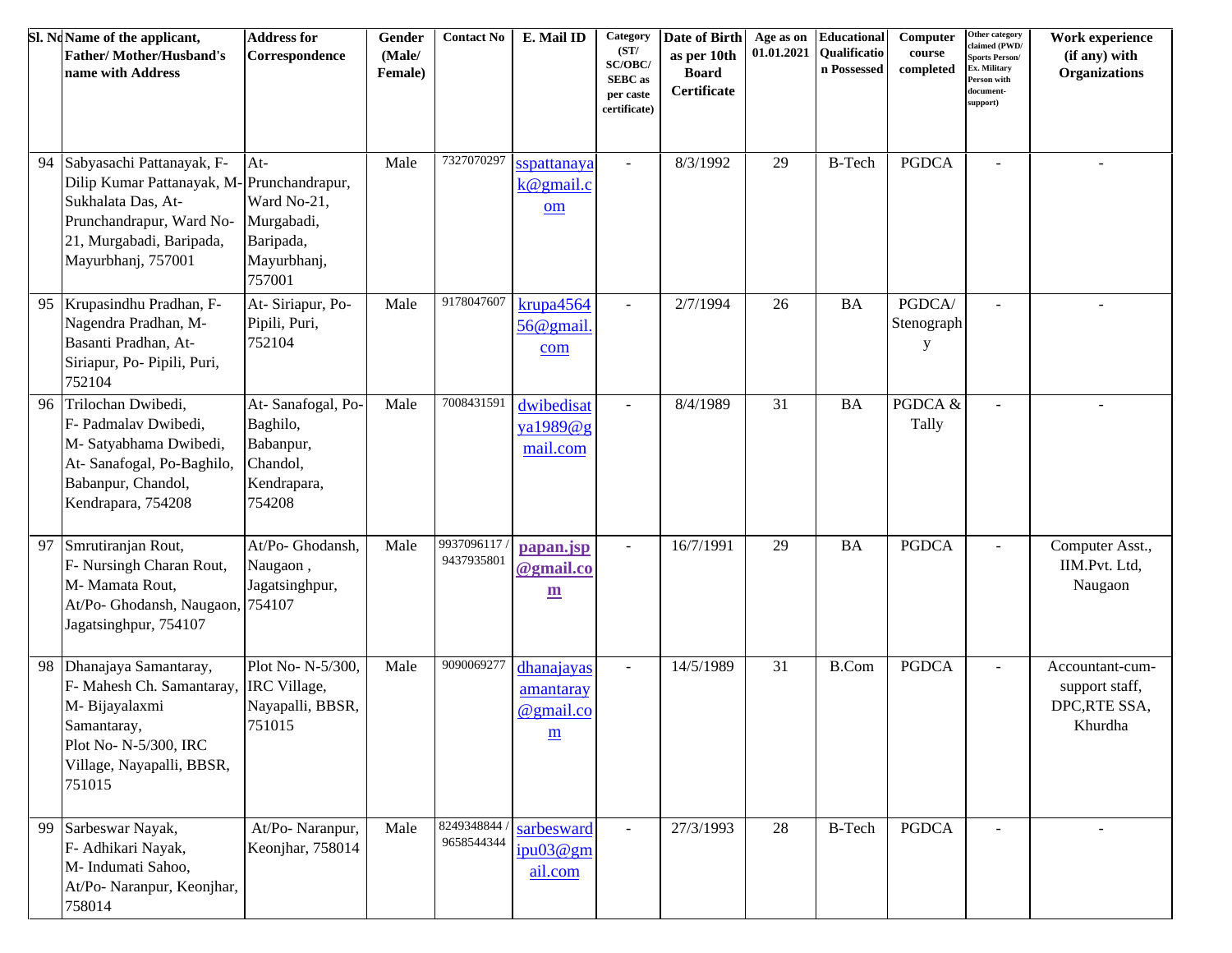| Sl. No | Name of the applicant, Father/ Mother/Husband's name with Address | Address for Correspondence | Gender (Male/ Female) | Contact No | E. Mail ID | Category (ST/ SC/OBC/ SEBC as per caste certificate) | Date of Birth as per 10th Board Certificate | Age as on 01.01.2021 | Educational Qualification Possessed | Computer course completed | Other category claimed (PWD/ Sports Person/ Ex. Military Person with document-support) | Work experience (if any) with Organizations |
|---|---|---|---|---|---|---|---|---|---|---|---|---|
| 94 | Sabyasachi Pattanayak, F- Dilip Kumar Pattanayak, M- Sukhalata Das, At- Prunchandrapur, Ward No-21, Murgabadi, Baripada, Mayurbhanj, 757001 | At- Prunchandrapur, Ward No-21, Murgabadi, Baripada, Mayurbhanj, 757001 | Male | 7327070297 | sspattanayak@gmail.com | - | 8/3/1992 | 29 | B-Tech | PGDCA | - | - |
| 95 | Krupasindhu Pradhan, F- Nagendra Pradhan, M- Basanti Pradhan, At- Siriapur, Po- Pipili, Puri, 752104 | At- Siriapur, Po- Pipili, Puri, 752104 | Male | 9178047607 | krupa456456@gmail.com | - | 2/7/1994 | 26 | BA | PGDCA/ Stenography | - | - |
| 96 | Trilochan Dwibedi, F- Padmalav Dwibedi, M- Satyabhama Dwibedi, At- Sanafogal, Po-Baghilo, Babanpur, Chandol, Kendrapara, 754208 | At- Sanafogal, Po- Baghilo, Babanpur, Chandol, Kendrapara, 754208 | Male | 7008431591 | dwibedisatya1989@gmail.com | - | 8/4/1989 | 31 | BA | PGDCA & Tally | - | - |
| 97 | Smrutiranjan Rout, F- Nursingh Charan Rout, M- Mamata Rout, At/Po- Ghodansh, Naugaon, Jagatsinghpur, 754107 | At/Po- Ghodansh, Naugaon , Jagatsinghpur, 754107 | Male | 9937096117 / 9437935801 | papan.jsp@gmail.com | - | 16/7/1991 | 29 | BA | PGDCA | - | Computer Asst., IIM.Pvt. Ltd, Naugaon |
| 98 | Dhanajaya Samantaray, F- Mahesh Ch. Samantaray, M- Bijayalaxmi Samantaray, Plot No- N-5/300, IRC Village, Nayapalli, BBSR, 751015 | Plot No- N-5/300, IRC Village, Nayapalli, BBSR, 751015 | Male | 9090069277 | dhanajayasamantaray@gmail.com | - | 14/5/1989 | 31 | B.Com | PGDCA | - | Accountant-cum-support staff, DPC,RTE SSA, Khurdha |
| 99 | Sarbeswar Nayak, F- Adhikari Nayak, M- Indumati Sahoo, At/Po- Naranpur, Keonjhar, 758014 | At/Po- Naranpur, Keonjhar, 758014 | Male | 8249348844 / 9658544344 | sarbeswardipu03@gmail.com | - | 27/3/1993 | 28 | B-Tech | PGDCA | - | - |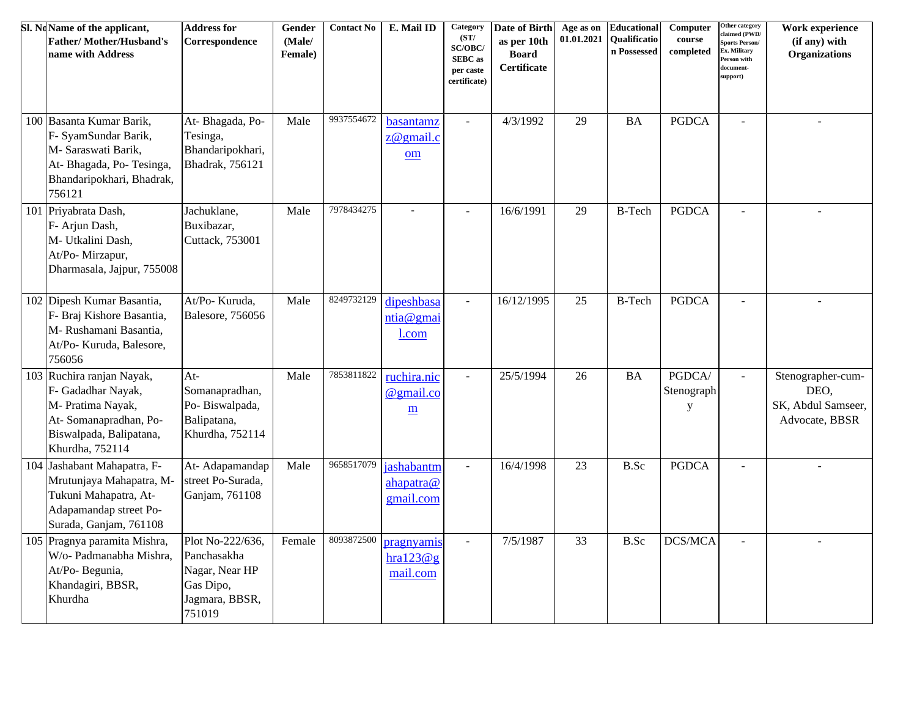| Sl. No | Name of the applicant, Father/ Mother/Husband's name with Address | Address for Correspondence | Gender (Male/ Female) | Contact No | E. Mail ID | Category (ST/ SC/OBC/ SEBC as per caste certificate) | Date of Birth as per 10th Board Certificate | Age as on 01.01.2021 | Educational Qualification Possessed | Computer course completed | Other category claimed (PWD/ Sports Person/ Ex. Military Person with document-support) | Work experience (if any) with Organizations |
|---|---|---|---|---|---|---|---|---|---|---|---|---|
| 100 | Basanta Kumar Barik, F- SyamSundar Barik, M- Saraswati Barik, At- Bhagada, Po- Tesinga, Bhandaripokhari, Bhadrak, 756121 | At- Bhagada, Po- Tesinga, Bhandaripokhari, Bhadrak, 756121 | Male | 9937554672 | basantamz z@gmail.com | - | 4/3/1992 | 29 | BA | PGDCA | - | - |
| 101 | Priyabrata Dash, F- Arjun Dash, M- Utkalini Dash, At/Po- Mirzapur, Dharmasala, Jajpur, 755008 | Jachuklane, Buxibazar, Cuttack, 753001 | Male | 7978434275 | - | - | 16/6/1991 | 29 | B-Tech | PGDCA | - | - |
| 102 | Dipesh Kumar Basantia, F- Braj Kishore Basantia, M- Rushamani Basantia, At/Po- Kuruda, Balesore, 756056 | At/Po- Kuruda, Balesore, 756056 | Male | 8249732129 | dipeshbasantia@gmail.com | - | 16/12/1995 | 25 | B-Tech | PGDCA | - | - |
| 103 | Ruchira ranjan Nayak, F- Gadadhar Nayak, M- Pratima Nayak, At- Somanapradhan, Po- Biswalpada, Balipatana, Khurdha, 752114 | At- Somanapradhan, Po- Biswalpada, Balipatana, Khurdha, 752114 | Male | 7853811822 | ruchira.nic@gmail.com | - | 25/5/1994 | 26 | BA | PGDCA/ Stenography | - | Stenographer-cum-DEO, SK, Abdul Samseer, Advocate, BBSR |
| 104 | Jashabant Mahapatra, F- Mrutunjaya Mahapatra, M- Tukuni Mahapatra, At- Adapamandap street Po- Surada, Ganjam, 761108 | At- Adapamandap street Po-Surada, Ganjam, 761108 | Male | 9658517079 | jashabantmahapatra@gmail.com | - | 16/4/1998 | 23 | B.Sc | PGDCA | - | - |
| 105 | Pragnya paramita Mishra, W/o- Padmanabha Mishra, At/Po- Begunia, Khandagiri, BBSR, Khurdha | Plot No-222/636, Panchasakha Nagar, Near HP Gas Dipo, Jagmara, BBSR, 751019 | Female | 8093872500 | pragnyamishra123@gmail.com | - | 7/5/1987 | 33 | B.Sc | DCS/MCA | - | - |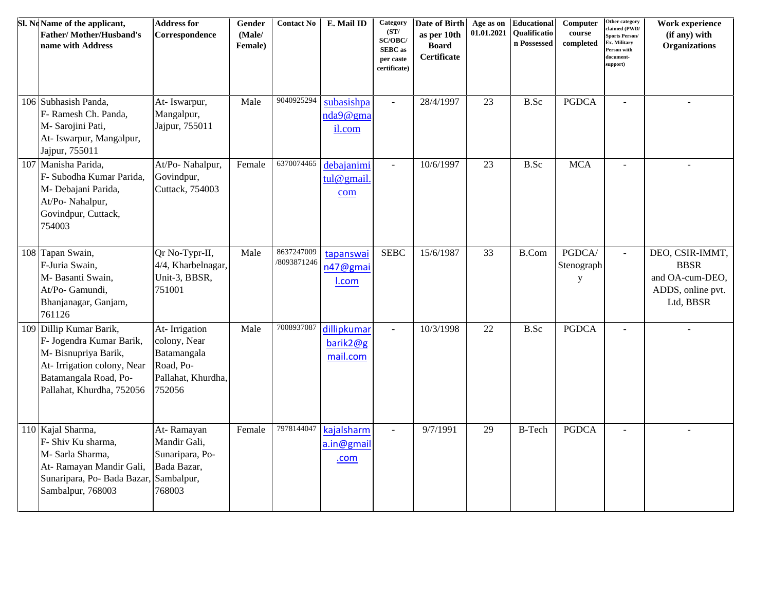| Sl. No | Name of the applicant, Father/ Mother/Husband's name with Address | Address for Correspondence | Gender (Male/ Female) | Contact No | E. Mail ID | Category (ST/ SC/OBC/ SEBC as per caste certificate) | Date of Birth as per 10th Board Certificate | Age as on 01.01.2021 | Educational Qualification Possessed | Computer course completed | Other category claimed (PWD/ Sports Person/ Ex. Military Person with document-support) | Work experience (if any) with Organizations |
|---|---|---|---|---|---|---|---|---|---|---|---|---|
| 106 | Subhasish Panda, F- Ramesh Ch. Panda, M- Sarojini Pati, At- Iswarpur, Mangalpur, Jajpur, 755011 | At- Iswarpur, Mangalpur, Jajpur, 755011 | Male | 9040925294 | subasishpanda9@gmail.com | - | 28/4/1997 | 23 | B.Sc | PGDCA | - | - |
| 107 | Manisha Parida, F- Subodha Kumar Parida, M- Debajani Parida, At/Po- Nahalpur, Govindpur, Cuttack, 754003 | At/Po- Nahalpur, Govindpur, Cuttack, 754003 | Female | 6370074465 | debajanimitul@gmail.com | - | 10/6/1997 | 23 | B.Sc | MCA | - | - |
| 108 | Tapan Swain, F-Juria Swain, M- Basanti Swain, At/Po- Gamundi, Bhanjanagar, Ganjam, 761126 | Qr No-Typr-II, 4/4, Kharbelnagar, Unit-3, BBSR, 751001 | Male | 8637247009 /8093871246 | tapanswain47@gmail.com | SEBC | 15/6/1987 | 33 | B.Com | PGDCA/ Stenography | - | DEO, CSIR-IMMT, BBSR and OA-cum-DEO, ADDS, online pvt. Ltd, BBSR |
| 109 | Dillip Kumar Barik, F- Jogendra Kumar Barik, M- Bisnupriya Barik, At- Irrigation colony, Near Batamangala Road, Po-Pallahat, Khurdha, 752056 | At- Irrigation colony, Near Batamangala Road, Po-Pallahat, Khurdha, 752056 | Male | 7008937087 | dillipkumarbarik2@gmail.com | - | 10/3/1998 | 22 | B.Sc | PGDCA | - | - |
| 110 | Kajal Sharma, F- Shiv Ku sharma, M- Sarla Sharma, At- Ramayan Mandir Gali, Sunaripara, Po- Bada Bazar, Sambalpur, 768003 | At- Ramayan Mandir Gali, Sunaripara, Po-Bada Bazar, Sambalpur, 768003 | Female | 7978144047 | kajalsharma.in@gmail.com | - | 9/7/1991 | 29 | B-Tech | PGDCA | - | - |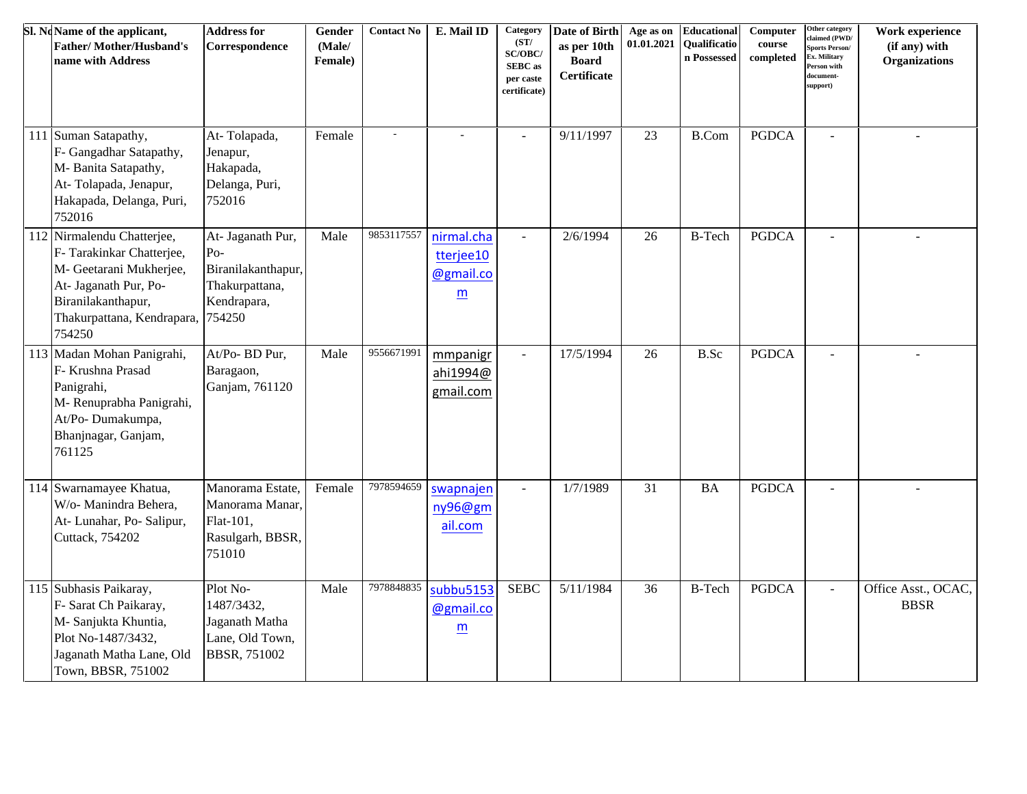| Sl. No | Name of the applicant, Father/ Mother/Husband's name with Address | Address for Correspondence | Gender (Male/ Female) | Contact No | E. Mail ID | Category (ST/ SC/OBC/ SEBC as per caste certificate) | Date of Birth as per 10th Board Certificate | Age as on 01.01.2021 | Educational Qualification Possessed | Computer course completed | Other category claimed (PWD/ Sports Person/ Ex. Military Person with document-support) | Work experience (if any) with Organizations |
|---|---|---|---|---|---|---|---|---|---|---|---|---|
| 111 | Suman Satapathy, F- Gangadhar Satapathy, M- Banita Satapathy, At- Tolapada, Jenapur, Hakapada, Delanga, Puri, 752016 | At- Tolapada, Jenapur, Hakapada, Delanga, Puri, 752016 | Female | - | - | - | 9/11/1997 | 23 | B.Com | PGDCA | - | - |
| 112 | Nirmalendu Chatterjee, F- Tarakinkar Chatterjee, M- Geetarani Mukherjee, At- Jaganath Pur, Po- Biranilakanthapur, Thakurpattana, Kendrapara, 754250 | At- Jaganath Pur, Po- Biranilakanthapur, Thakurpattana, Kendrapara, 754250 | Male | 9853117557 | nirmal.chatterjee10@gmail.com | - | 2/6/1994 | 26 | B-Tech | PGDCA | - | - |
| 113 | Madan Mohan Panigrahi, F- Krushna Prasad Panigrahi, M- Renuprabha Panigrahi, At/Po- Dumakumpa, Bhanjnagar, Ganjam, 761125 | At/Po- BD Pur, Baragaon, Ganjam, 761120 | Male | 9556671991 | mmpanigrahi1994@gmail.com | - | 17/5/1994 | 26 | B.Sc | PGDCA | - | - |
| 114 | Swarnamayee Khatua, W/o- Manindra Behera, At- Lunahar, Po- Salipur, Cuttack, 754202 | Manorama Estate, Manorama Manar, Flat-101, Rasulgarh, BBSR, 751010 | Female | 7978594659 | swapnajenny96@gmail.com | - | 1/7/1989 | 31 | BA | PGDCA | - | - |
| 115 | Subhasis Paikaray, F- Sarat Ch Paikaray, M- Sanjukta Khuntia, Plot No-1487/3432, Jaganath Matha Lane, Old Town, BBSR, 751002 | Plot No-1487/3432, Jaganath Matha Lane, Old Town, BBSR, 751002 | Male | 7978848835 | subbu5153@gmail.com | SEBC | 5/11/1984 | 36 | B-Tech | PGDCA | - | Office Asst., OCAC, BBSR |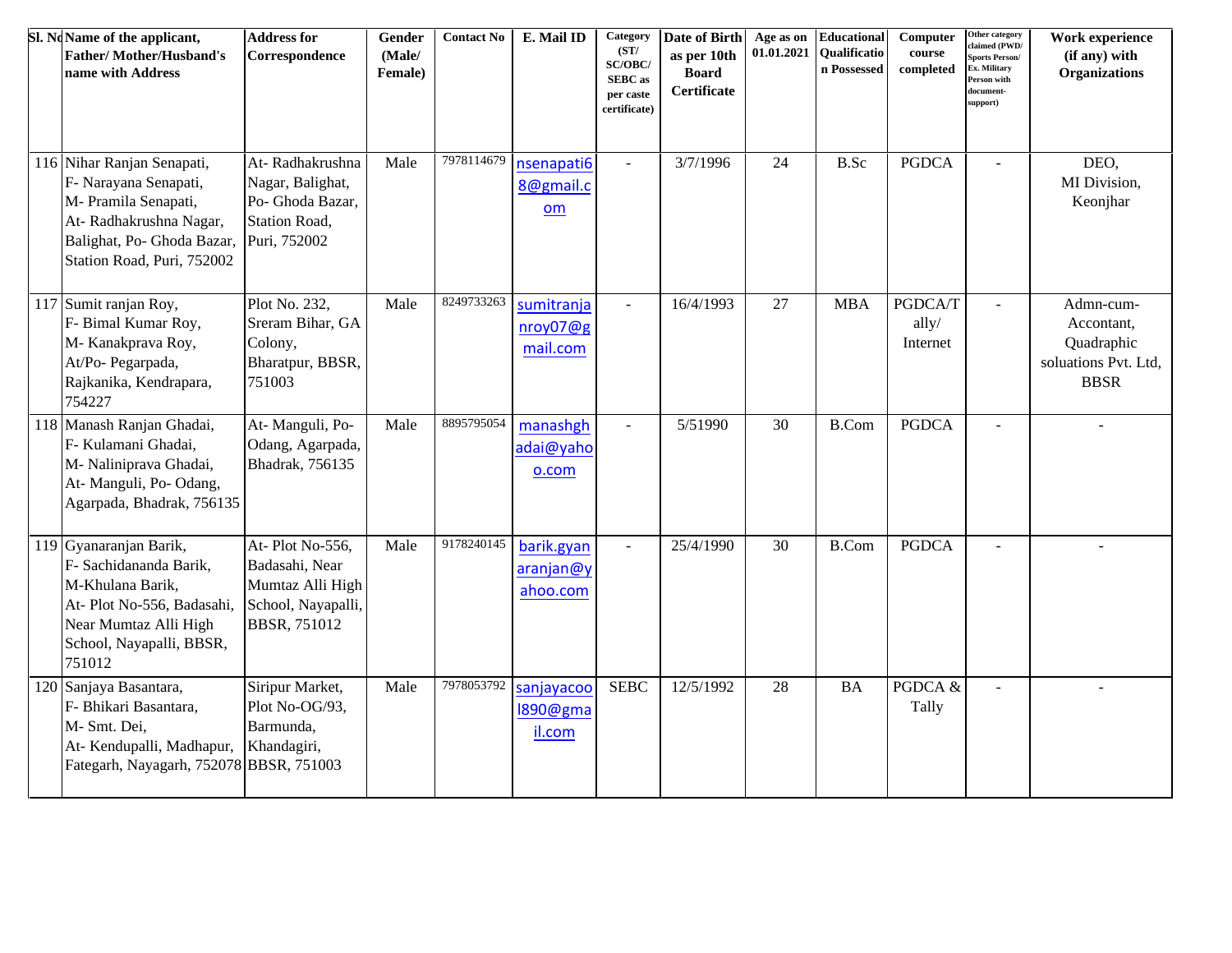| Sl. No | Name of the applicant, Father/ Mother/Husband's name with Address | Address for Correspondence | Gender (Male/ Female) | Contact No | E. Mail ID | Category (ST/ SC/OBC/ SEBC as per caste certificate) | Date of Birth as per 10th Board Certificate | Age as on 01.01.2021 | Educational Qualification Possessed | Computer course completed | Other category claimed (PWD/ Sports Person/ Ex. Military Person with document-support) | Work experience (if any) with Organizations |
|---|---|---|---|---|---|---|---|---|---|---|---|---|
| 116 | Nihar Ranjan Senapati, F- Narayana Senapati, M- Pramila Senapati, At- Radhakrushna Nagar, Balighat, Po- Ghoda Bazar, Station Road, Puri, 752002 | At- Radhakrushna Nagar, Balighat, Po- Ghoda Bazar, Station Road, Puri, 752002 | Male | 7978114679 | nsenapati68@gmail.com | - | 3/7/1996 | 24 | B.Sc | PGDCA | - | DEO, MI Division, Keonjhar |
| 117 | Sumit ranjan Roy, F- Bimal Kumar Roy, M- Kanakprava Roy, At/Po- Pegarpada, Rajkanika, Kendrapara, 754227 | Plot No. 232, Sreram Bihar, GA Colony, Bharatpur, BBSR, 751003 | Male | 8249733263 | sumitranjanroy07@gmail.com | - | 16/4/1993 | 27 | MBA | PGDCA/Tally/ Internet | - | Admn-cum-Accontant, Quadraphic soluations Pvt. Ltd, BBSR |
| 118 | Manash Ranjan Ghadai, F- Kulamani Ghadai, M- Naliniprava Ghadai, At- Manguli, Po- Odang, Agarpada, Bhadrak, 756135 | At- Manguli, Po- Odang, Agarpada, Bhadrak, 756135 | Male | 8895795054 | manashghadai@yahoo.com | - | 5/51990 | 30 | B.Com | PGDCA | - | - |
| 119 | Gyanaranjan Barik, F- Sachidananda Barik, M-Khulana Barik, At- Plot No-556, Badasahi, Near Mumtaz Alli High School, Nayapalli, BBSR, 751012 | At- Plot No-556, Badasahi, Near Mumtaz Alli High School, Nayapalli, BBSR, 751012 | Male | 9178240145 | barik.gyanaranjan@yahoo.com | - | 25/4/1990 | 30 | B.Com | PGDCA | - | - |
| 120 | Sanjaya Basantara, F- Bhikari Basantara, M- Smt. Dei, At- Kendupalli, Madhapur, Fategarh, Nayagarh, 752078 | Siripur Market, Plot No-OG/93, Barmunda, Khandagiri, BBSR, 751003 | Male | 7978053792 | sanjayacool890@gmail.com | SEBC | 12/5/1992 | 28 | BA | PGDCA & Tally | - | - |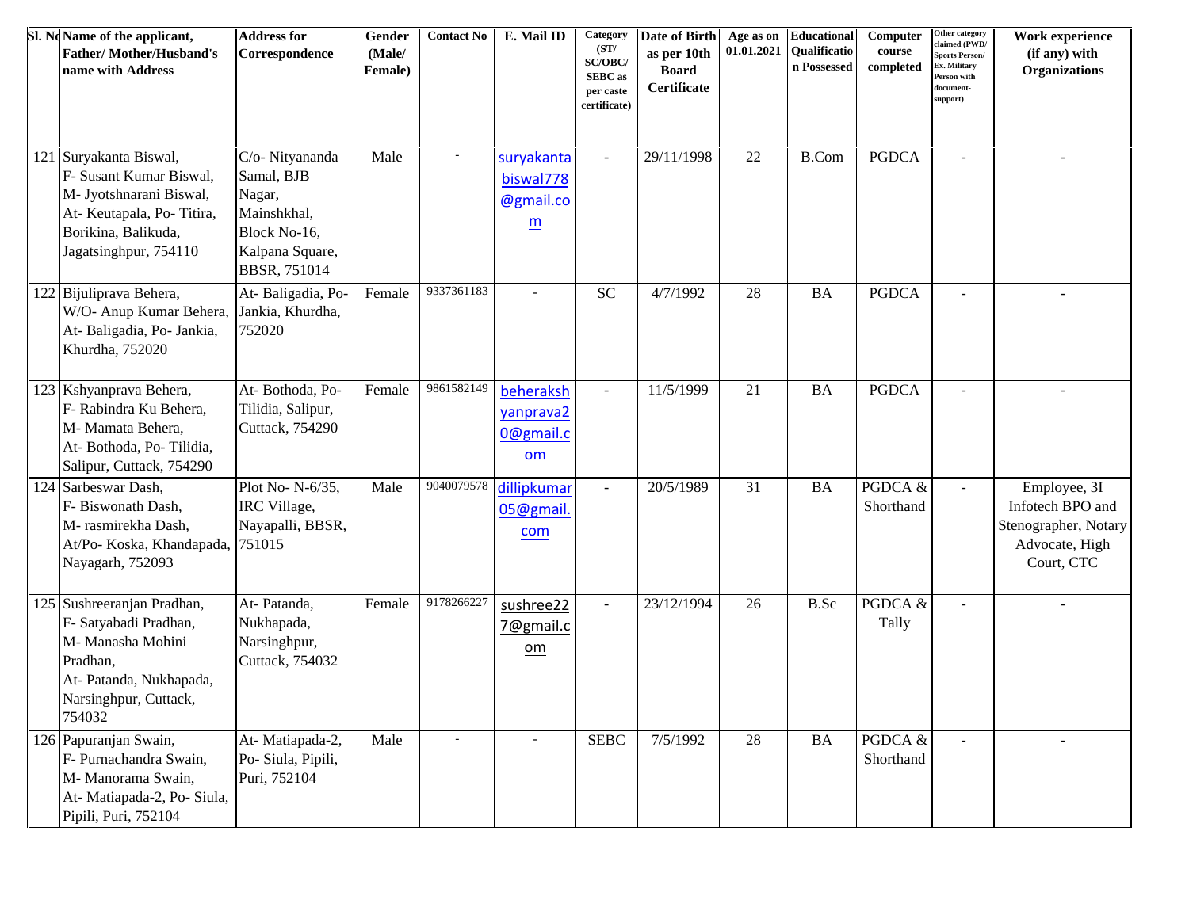| Sl. No | Name of the applicant, Father/ Mother/Husband's name with Address | Address for Correspondence | Gender (Male/ Female) | Contact No | E. Mail ID | Category (ST/ SC/OBC/ SEBC as per caste certificate) | Date of Birth as per 10th Board Certificate | Age as on 01.01.2021 | Educational Qualification Possessed | Computer course completed | Other category claimed (PWD/ Sports Person/ Ex. Military Person with document-support) | Work experience (if any) with Organizations |
|---|---|---|---|---|---|---|---|---|---|---|---|---|
| 121 | Suryakanta Biswal, F- Susant Kumar Biswal, M- Jyotshnarani Biswal, At- Keutapala, Po- Titira, Borikina, Balikuda, Jagatsinghpur, 754110 | C/o- Nityananda Samal, BJB Nagar, Mainshkhal, Block No-16, Kalpana Square, BBSR, 751014 | Male | - | suryakantabiswal778@gmail.com | - | 29/11/1998 | 22 | B.Com | PGDCA | - | - |
| 122 | Bijuliprava Behera, W/O- Anup Kumar Behera, At- Baligadia, Po- Jankia, Khurdha, 752020 | At- Baligadia, Po- Jankia, Khurdha, 752020 | Female | 9337361183 | - | SC | 4/7/1992 | 28 | BA | PGDCA | - | - |
| 123 | Kshyanprava Behera, F- Rabindra Ku Behera, M- Mamata Behera, At- Bothoda, Po- Tilidia, Salipur, Cuttack, 754290 | At- Bothoda, Po- Tilidia, Salipur, Cuttack, 754290 | Female | 9861582149 | beheraksyanprava20@gmail.com | - | 11/5/1999 | 21 | BA | PGDCA | - | - |
| 124 | Sarbeswar Dash, F- Biswonath Dash, M- rasmirekha Dash, At/Po- Koska, Khandapada, Nayagarh, 752093 | Plot No- N-6/35, IRC Village, Nayapalli, BBSR, 751015 | Male | 9040079578 | dillipkumar05@gmail.com | - | 20/5/1989 | 31 | BA | PGDCA & Shorthand | - | Employee, 3I Infotech BPO and Stenographer, Notary Advocate, High Court, CTC |
| 125 | Sushreeranjan Pradhan, F- Satyabadi Pradhan, M- Manasha Mohini Pradhan, At- Patanda, Nukhapada, Narsinghpur, Cuttack, 754032 | At- Patanda, Nukhapada, Narsinghpur, Cuttack, 754032 | Female | 9178266227 | sushree227@gmail.com | - | 23/12/1994 | 26 | B.Sc | PGDCA & Tally | - | - |
| 126 | Papuranjan Swain, F- Purnachandra Swain, M- Manorama Swain, At- Matiapada-2, Po- Siula, Pipili, Puri, 752104 | At- Matiapada-2, Po- Siula, Pipili, Puri, 752104 | Male | - | - | SEBC | 7/5/1992 | 28 | BA | PGDCA & Shorthand | - | - |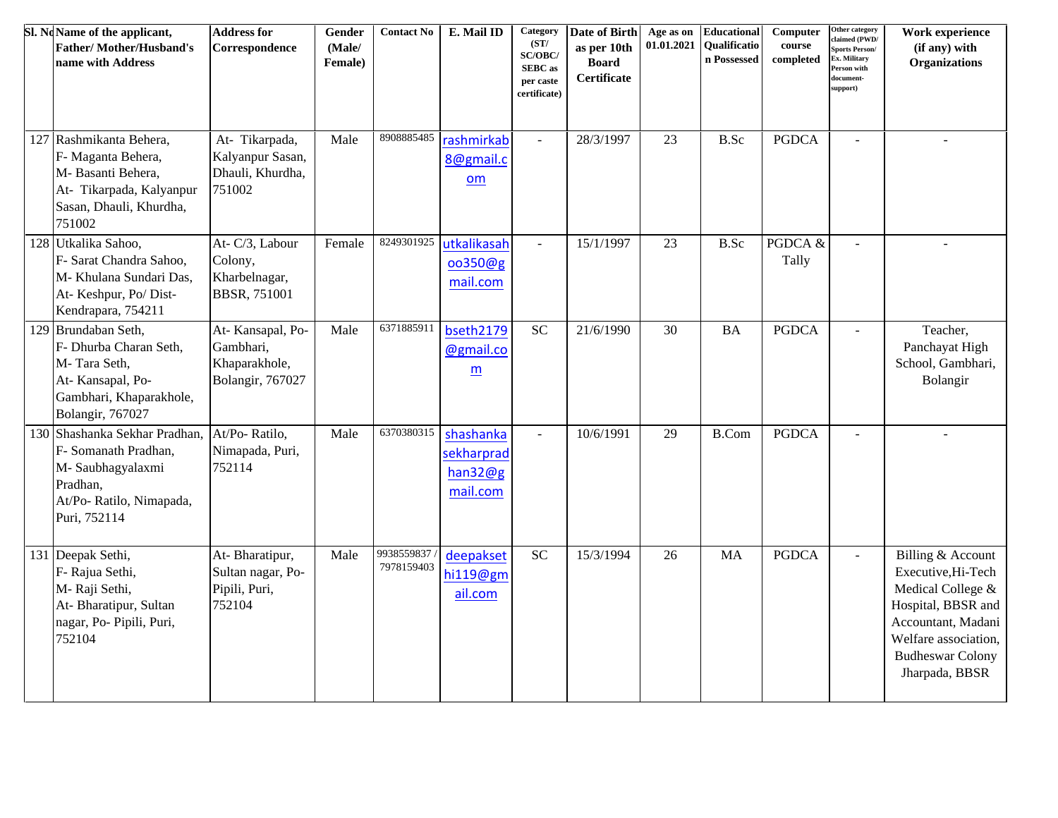| Sl. No | Name of the applicant, Father/ Mother/Husband's name with Address | Address for Correspondence | Gender (Male/ Female) | Contact No | E. Mail ID | Category (ST/ SC/OBC/ SEBC as per caste certificate) | Date of Birth as per 10th Board Certificate | Age as on 01.01.2021 | Educational Qualification Possessed | Computer course completed | Other category claimed (PWD/ Sports Person/ Ex. Military Person with document-support) | Work experience (if any) with Organizations |
|---|---|---|---|---|---|---|---|---|---|---|---|---|
| 127 | Rashmikanta Behera, F- Maganta Behera, M- Basanti Behera, At- Tikarpada, Kalyanpur Sasan, Dhauli, Khurdha, 751002 | At- Tikarpada, Kalyanpur Sasan, Dhauli, Khurdha, 751002 | Male | 8908885485 | rashmirkab8@gmail.com | - | 28/3/1997 | 23 | B.Sc | PGDCA | - | - |
| 128 | Utkalika Sahoo, F- Sarat Chandra Sahoo, M- Khulana Sundari Das, At- Keshpur, Po/ Dist- Kendrapara, 754211 | At- C/3, Labour Colony, Kharbelnagar, BBSR, 751001 | Female | 8249301925 | utkalikasahoo350@gmail.com | - | 15/1/1997 | 23 | B.Sc | PGDCA & Tally | - | - |
| 129 | Brundaban Seth, F- Dhurba Charan Seth, M- Tara Seth, At- Kansapal, Po- Gambhari, Khaparakhole, Bolangir, 767027 | At- Kansapal, Po- Gambhari, Khaparakhole, Bolangir, 767027 | Male | 6371885911 | bseth2179@gmail.com | SC | 21/6/1990 | 30 | BA | PGDCA | - | Teacher, Panchayat High School, Gambhari, Bolangir |
| 130 | Shashanka Sekhar Pradhan, F- Somanath Pradhan, M- Saubhagyalaxmi Pradhan, At/Po- Ratilo, Nimapada, Puri, 752114 | At/Po- Ratilo, Nimapada, Puri, 752114 | Male | 6370380315 | shashankasekharpradhan32@gmail.com | - | 10/6/1991 | 29 | B.Com | PGDCA | - | - |
| 131 | Deepak Sethi, F- Rajua Sethi, M- Raji Sethi, At- Bharatipur, Sultan nagar, Po- Pipili, Puri, 752104 | At- Bharatipur, Sultan nagar, Po- Pipili, Puri, 752104 | Male | 9938559837 / 7978159403 | deepaksethi119@gmail.com | SC | 15/3/1994 | 26 | MA | PGDCA | - | Billing & Account Executive,Hi-Tech Medical College & Hospital, BBSR and Accountant, Madani Welfare association, Budheswar Colony Jharpada, BBSR |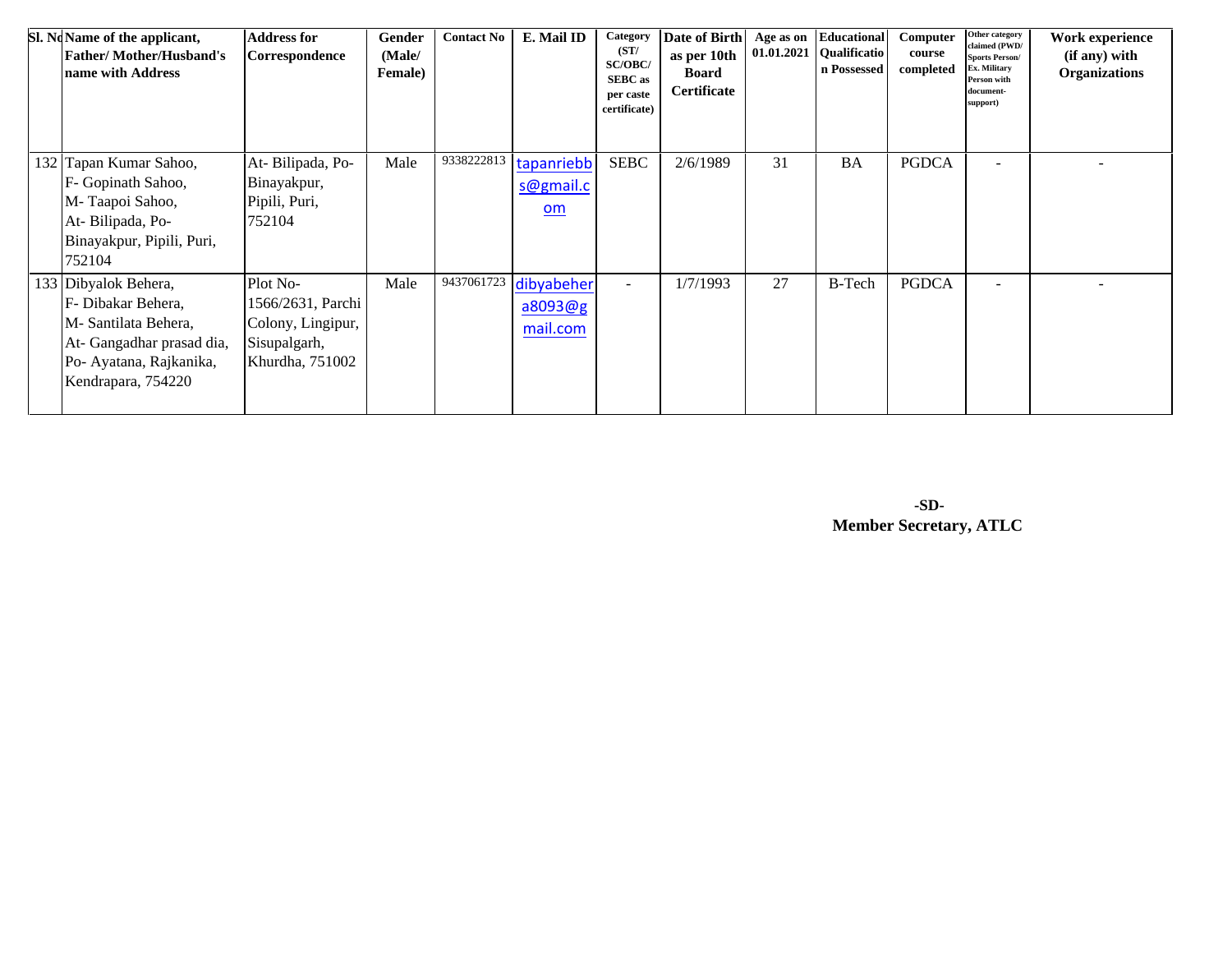| Sl. No | Name of the applicant, Father/ Mother/Husband's name with Address | Address for Correspondence | Gender (Male/ Female) | Contact No | E. Mail ID | Category (ST/ SC/OBC/ SEBC as per caste certificate) | Date of Birth as per 10th Board Certificate | Age as on 01.01.2021 | Educational Qualification Possessed | Computer course completed | Other category claimed (PWD/ Sports Person/ Ex. Military Person with document-support) | Work experience (if any) with Organizations |
|---|---|---|---|---|---|---|---|---|---|---|---|---|
| 132 | Tapan Kumar Sahoo, F- Gopinath Sahoo, M- Taapoi Sahoo, At- Bilipada, Po- Binayakpur, Pipili, Puri, 752104 | At- Bilipada, Po- Binayakpur, Pipili, Puri, 752104 | Male | 9338222813 | tapanriebbs@gmail.com | SEBC | 2/6/1989 | 31 | BA | PGDCA | - | - |
| 133 | Dibyalok Behera, F- Dibakar Behera, M- Santilata Behera, At- Gangadhar prasad dia, Po- Ayatana, Rajkanika, Kendrapara, 754220 | Plot No- 1566/2631, Parchi Colony, Lingipur, Sisupalgarh, Khurdha, 751002 | Male | 9437061723 | dibyabehera8093@gmail.com | - | 1/7/1993 | 27 | B-Tech | PGDCA | - | - |

**-SD-**

**Member Secretary, ATLC**